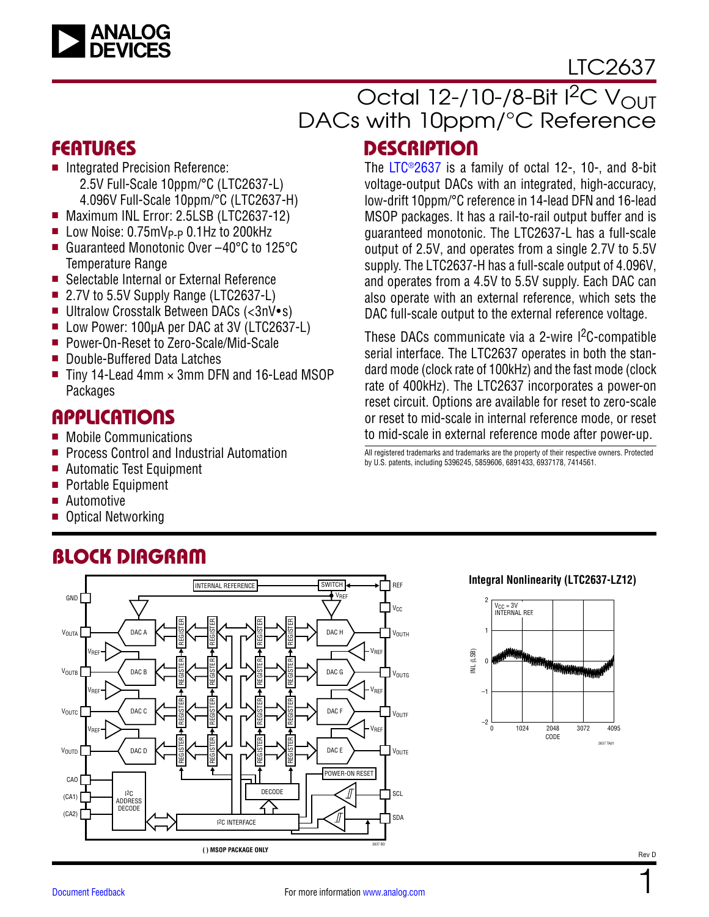# LTC2637

## Octal 12-/10-/8-Bit $I^2C$ $V_{OUT}$ DACs with 10ppm/°C Reference

## FEATURES

- Integrated Precision Reference:
  2.5V Full-Scale 10ppm/°C (LTC2637-L)
  4.096V Full-Scale 10ppm/°C (LTC2637-H)
- Maximum INL Error: 2.5LSB (LTC2637-12)
- Low Noise: $0.75mV_{P-P}$ 0.1Hz to 200kHz
- Guaranteed Monotonic Over –40°C to 125°C Temperature Range
- Selectable Internal or External Reference
- 2.7V to 5.5V Supply Range (LTC2637-L)
- Ultralow Crosstalk Between DACs (<3nV•s)
- Low Power: 100μA per DAC at 3V (LTC2637-L)
- Power-On-Reset to Zero-Scale/Mid-Scale
- Double-Buffered Data Latches
- Tiny 14-Lead 4mm × 3mm DFN and 16-Lead MSOP Packages

## APPLICATIONS

- Mobile Communications
- Process Control and Industrial Automation
- Automatic Test Equipment
- Portable Equipment
- Automotive
- Optical Networking

## DESCRIPTION

The LTC®2637 is a family of octal 12-, 10-, and 8-bit voltage-output DACs with an integrated, high-accuracy, low-drift 10ppm/°C reference in 14-lead DFN and 16-lead MSOP packages. It has a rail-to-rail output buffer and is guaranteed monotonic. The LTC2637-L has a full-scale output of 2.5V, and operates from a single 2.7V to 5.5V supply. The LTC2637-H has a full-scale output of 4.096V, and operates from a 4.5V to 5.5V supply. Each DAC can also operate with an external reference, which sets the DAC full-scale output to the external reference voltage.

These DACs communicate via a 2-wire $I^2C$-compatible serial interface. The LTC2637 operates in both the standard mode (clock rate of 100kHz) and the fast mode (clock rate of 400kHz). The LTC2637 incorporates a power-on reset circuit. Options are available for reset to zero-scale or reset to mid-scale in internal reference mode, or reset to mid-scale in external reference mode after power-up.

All registered trademarks and trademarks are the property of their respective owners. Protected by U.S. patents, including 5396245, 5859606, 6891433, 6937178, 7414561.

## BLOCK DIAGRAM

( ) MSOP PACKAGE ONLY

**Integral Nonlinearity (LTC2637-LZ12)**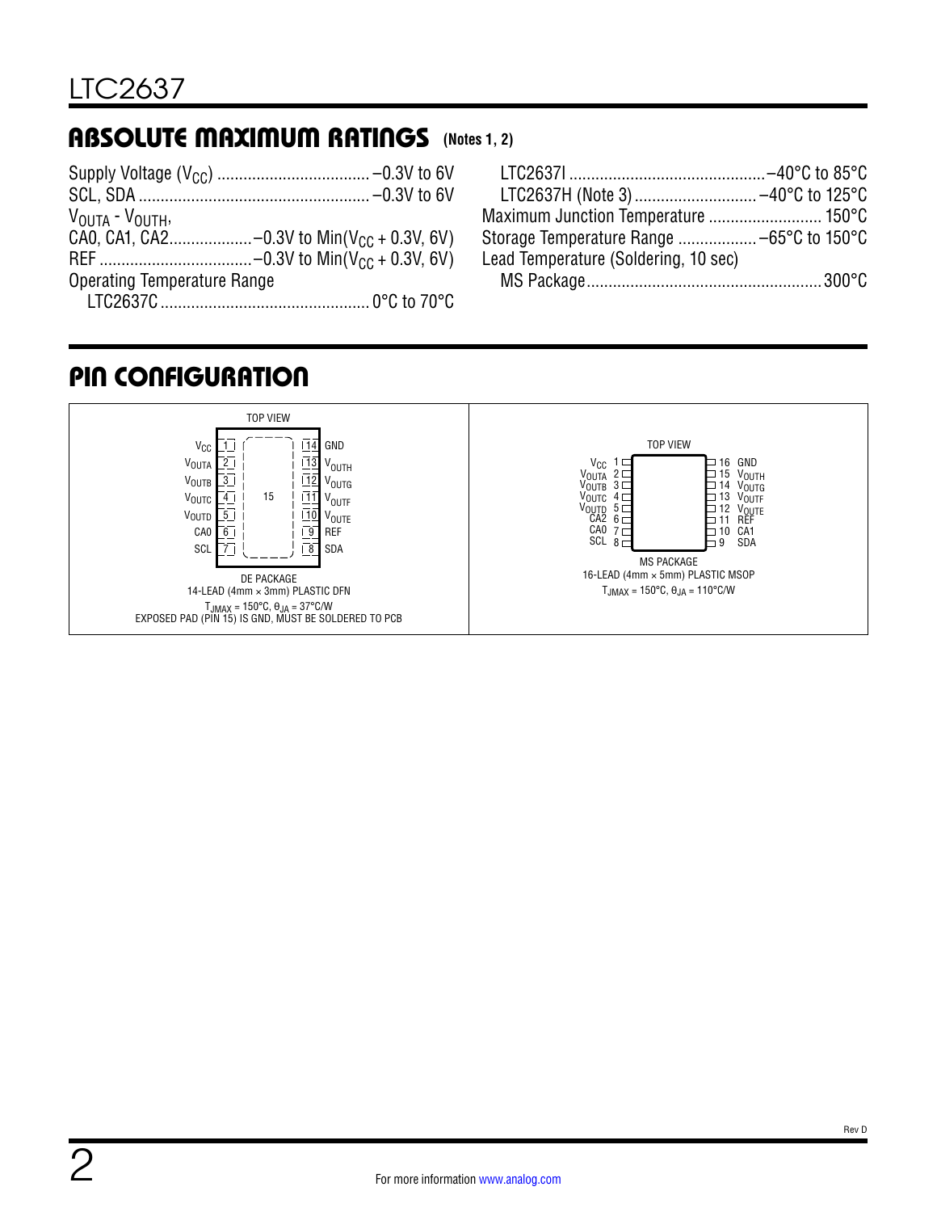## ABSOLUTE MAXIMUM RATINGS (Notes 1, 2)

Supply Voltage ($V_{CC}$) .......................... –0.3V to 6V
SCL, SDA .......................... –0.3V to 6V
$V_{OUTA}$ - $V_{OUTH}$,
CAO, CA1, CA2.......... –0.3V to Min($V_{CC}$ + 0.3V, 6V)
REF .......................... –0.3V to Min($V_{CC}$ + 0.3V, 6V)
Operating Temperature Range
  LTC2637C .......................... 0°C to 70°C
  LTC2637I .......................... –40°C to 85°C
  LTC2637H (Note 3) .......................... –40°C to 125°C
Maximum Junction Temperature .......................... 150°C
Storage Temperature Range .......................... –65°C to 150°C
Lead Temperature (Soldering, 10 sec)
  MS Package .......................... 300°C

## PIN CONFIGURATION

**TOP VIEW**

| Pin | Name | Pin | Name |
|---|---|---|---|
| 1 | $V_{CC}$ | 14 | GND |
| 2 | $V_{OUTA}$ | 13 | $V_{OUTH}$ |
| 3 | $V_{OUTB}$ | 12 | $V_{OUTG}$ |
| 4 | $V_{OUTC}$ | 11 | $V_{OUTF}$ |
| 5 | $V_{OUTD}$ | 10 | $V_{OUTE}$ |
| 6 | CA0 | 9 | REF |
| 7 | SCL | 8 | SDA |

15 (exposed pad)

DE PACKAGE
14-LEAD (4mm × 3mm) PLASTIC DFN
$T_{JMAX}$ = 150°C, $\theta_{JA}$ = 37°C/W
EXPOSED PAD (PIN 15) IS GND, MUST BE SOLDERED TO PCB

**TOP VIEW**

| Pin | Name | Pin | Name |
|---|---|---|---|
| 1 | $V_{CC}$ | 16 | GND |
| 2 | $V_{OUTA}$ | 15 | $V_{OUTH}$ |
| 3 | $V_{OUTB}$ | 14 | $V_{OUTG}$ |
| 4 | $V_{OUTC}$ | 13 | $V_{OUTF}$ |
| 5 | $V_{OUTD}$ | 12 | $V_{OUTE}$ |
| 6 | CA2 | 11 | REF |
| 7 | CA0 | 10 | CA1 |
| 8 | SCL | 9 | SDA |

MS PACKAGE
16-LEAD (4mm × 5mm) PLASTIC MSOP
$T_{JMAX}$ = 150°C, $\theta_{JA}$ = 110°C/W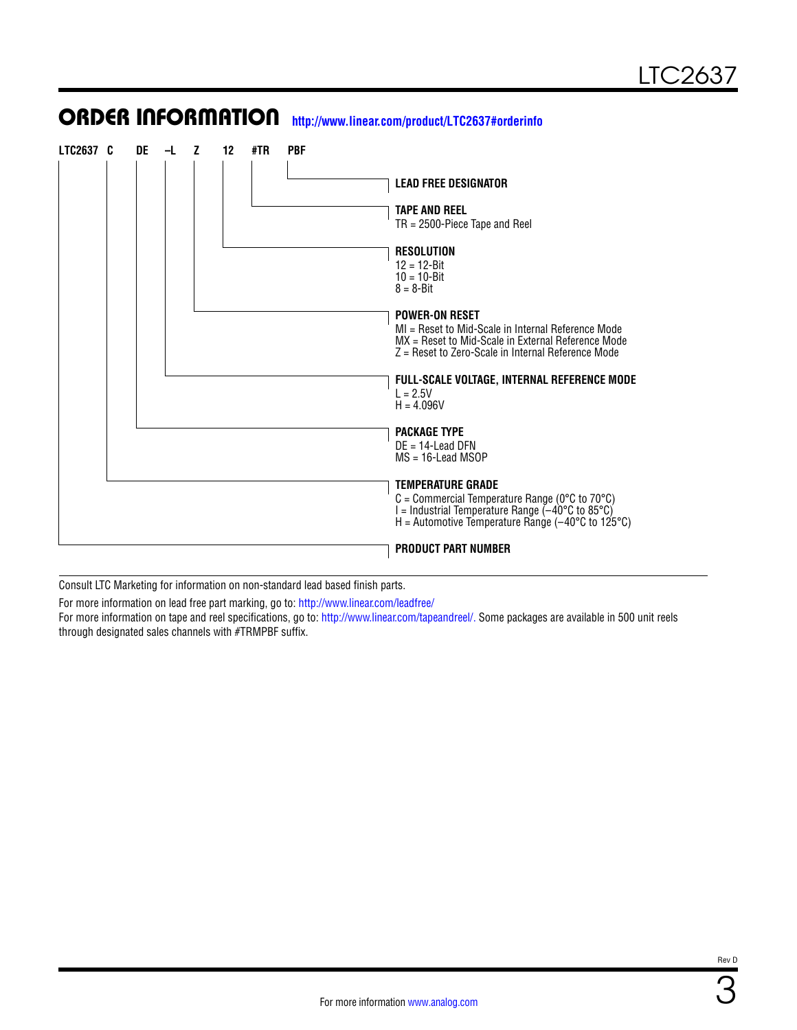## ORDER INFORMATION

http://www.linear.com/product/LTC2637#orderinfo

**LTC2637 C DE –L Z 12 #TR PBF**

- **LEAD FREE DESIGNATOR** (PBF)
- **TAPE AND REEL** (#TR)
  - TR = 2500-Piece Tape and Reel
- **RESOLUTION** (12)
  - 12 = 12-Bit
  - 10 = 10-Bit
  - 8 = 8-Bit
- **POWER-ON RESET** (Z)
  - MI = Reset to Mid-Scale in Internal Reference Mode
  - MX = Reset to Mid-Scale in External Reference Mode
  - Z = Reset to Zero-Scale in Internal Reference Mode
- **FULL-SCALE VOLTAGE, INTERNAL REFERENCE MODE** (–L)
  - L = 2.5V
  - H = 4.096V
- **PACKAGE TYPE** (DE)
  - DE = 14-Lead DFN
  - MS = 16-Lead MSOP
- **TEMPERATURE GRADE** (C)
  - C = Commercial Temperature Range (0°C to 70°C)
  - I = Industrial Temperature Range (–40°C to 85°C)
  - H = Automotive Temperature Range (–40°C to 125°C)
- **PRODUCT PART NUMBER** (LTC2637)

Consult LTC Marketing for information on non-standard lead based finish parts.

For more information on lead free part marking, go to: http://www.linear.com/leadfree/

For more information on tape and reel specifications, go to: http://www.linear.com/tapeandreel/. Some packages are available in 500 unit reels through designated sales channels with #TRMPBF suffix.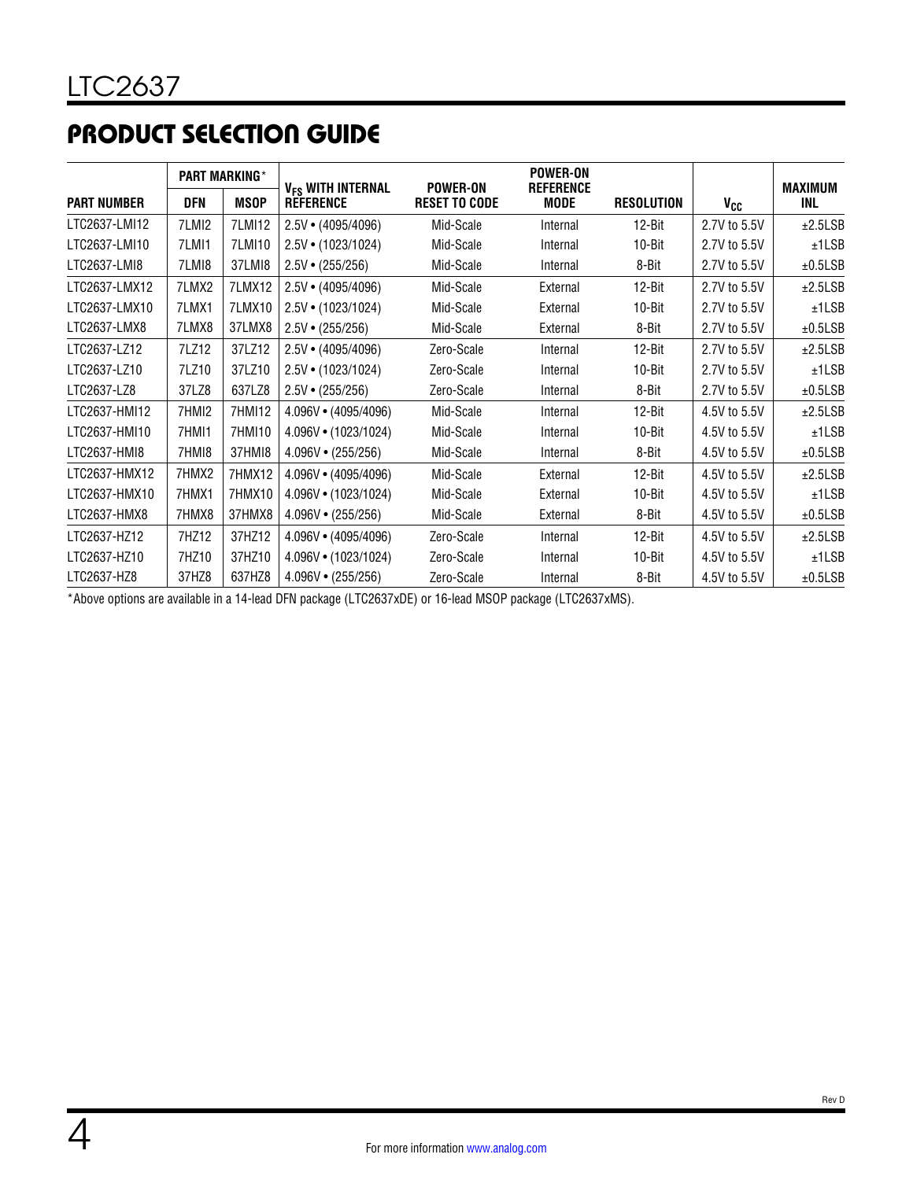## PRODUCT SELECTION GUIDE

| PART NUMBER | PART MARKING* | | $V_{FS}$ WITH INTERNAL REFERENCE | POWER-ON RESET TO CODE | POWER-ON REFERENCE MODE | RESOLUTION | $V_{CC}$ | MAXIMUM INL |
|---|---|---|---|---|---|---|---|---|
| | DFN | MSOP | | | | | | |
| LTC2637-LMI12 | 7LMI2 | 7LMI12 | 2.5V • (4095/4096) | Mid-Scale | Internal | 12-Bit | 2.7V to 5.5V | ±2.5LSB |
| LTC2637-LMI10 | 7LMI1 | 7LMI10 | 2.5V • (1023/1024) | Mid-Scale | Internal | 10-Bit | 2.7V to 5.5V | ±1LSB |
| LTC2637-LMI8 | 7LMI8 | 37LMI8 | 2.5V • (255/256) | Mid-Scale | Internal | 8-Bit | 2.7V to 5.5V | ±0.5LSB |
| LTC2637-LMX12 | 7LMX2 | 7LMX12 | 2.5V • (4095/4096) | Mid-Scale | External | 12-Bit | 2.7V to 5.5V | ±2.5LSB |
| LTC2637-LMX10 | 7LMX1 | 7LMX10 | 2.5V • (1023/1024) | Mid-Scale | External | 10-Bit | 2.7V to 5.5V | ±1LSB |
| LTC2637-LMX8 | 7LMX8 | 37LMX8 | 2.5V • (255/256) | Mid-Scale | External | 8-Bit | 2.7V to 5.5V | ±0.5LSB |
| LTC2637-LZ12 | 7LZ12 | 37LZ12 | 2.5V • (4095/4096) | Zero-Scale | Internal | 12-Bit | 2.7V to 5.5V | ±2.5LSB |
| LTC2637-LZ10 | 7LZ10 | 37LZ10 | 2.5V • (1023/1024) | Zero-Scale | Internal | 10-Bit | 2.7V to 5.5V | ±1LSB |
| LTC2637-LZ8 | 37LZ8 | 637LZ8 | 2.5V • (255/256) | Zero-Scale | Internal | 8-Bit | 2.7V to 5.5V | ±0.5LSB |
| LTC2637-HMI12 | 7HMI2 | 7HMI12 | 4.096V • (4095/4096) | Mid-Scale | Internal | 12-Bit | 4.5V to 5.5V | ±2.5LSB |
| LTC2637-HMI10 | 7HMI1 | 7HMI10 | 4.096V • (1023/1024) | Mid-Scale | Internal | 10-Bit | 4.5V to 5.5V | ±1LSB |
| LTC2637-HMI8 | 7HMI8 | 37HMI8 | 4.096V • (255/256) | Mid-Scale | Internal | 8-Bit | 4.5V to 5.5V | ±0.5LSB |
| LTC2637-HMX12 | 7HMX2 | 7HMX12 | 4.096V • (4095/4096) | Mid-Scale | External | 12-Bit | 4.5V to 5.5V | ±2.5LSB |
| LTC2637-HMX10 | 7HMX1 | 7HMX10 | 4.096V • (1023/1024) | Mid-Scale | External | 10-Bit | 4.5V to 5.5V | ±1LSB |
| LTC2637-HMX8 | 7HMX8 | 37HMX8 | 4.096V • (255/256) | Mid-Scale | External | 8-Bit | 4.5V to 5.5V | ±0.5LSB |
| LTC2637-HZ12 | 7HZ12 | 37HZ12 | 4.096V • (4095/4096) | Zero-Scale | Internal | 12-Bit | 4.5V to 5.5V | ±2.5LSB |
| LTC2637-HZ10 | 7HZ10 | 37HZ10 | 4.096V • (1023/1024) | Zero-Scale | Internal | 10-Bit | 4.5V to 5.5V | ±1LSB |
| LTC2637-HZ8 | 37HZ8 | 637HZ8 | 4.096V • (255/256) | Zero-Scale | Internal | 8-Bit | 4.5V to 5.5V | ±0.5LSB |

*Above options are available in a 14-lead DFN package (LTC2637xDE) or 16-lead MSOP package (LTC2637xMS).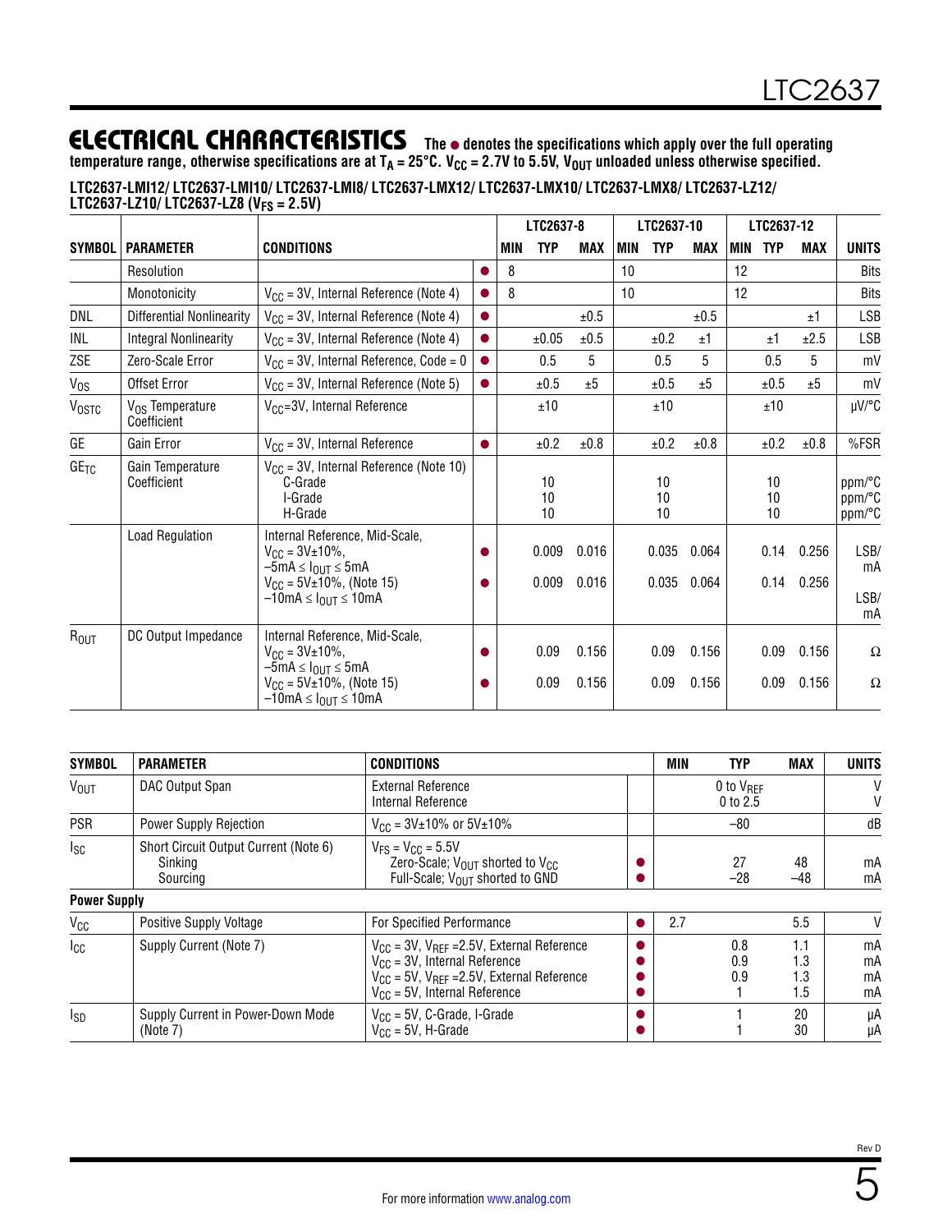## ELECTRICAL CHARACTERISTICS

The ● denotes the specifications which apply over the full operating temperature range, otherwise specifications are at $T_A = 25°C$. $V_{CC}$ = 2.7V to 5.5V, $V_{OUT}$ unloaded unless otherwise specified.

**LTC2637-LMI12/ LTC2637-LMI10/ LTC2637-LMI8/ LTC2637-LMX12/ LTC2637-LMX10/ LTC2637-LMX8/ LTC2637-LZ12/ LTC2637-LZ10/ LTC2637-LZ8 ($V_{FS}$ = 2.5V)**

| SYMBOL | PARAMETER | CONDITIONS | | LTC2637-8 MIN | LTC2637-8 TYP | LTC2637-8 MAX | LTC2637-10 MIN | LTC2637-10 TYP | LTC2637-10 MAX | LTC2637-12 MIN | LTC2637-12 TYP | LTC2637-12 MAX | UNITS |
|---|---|---|---|---|---|---|---|---|---|---|---|---|---|
| | Resolution | | ● | 8 | | | 10 | | | 12 | | | Bits |
| | Monotonicity | $V_{CC}$ = 3V, Internal Reference (Note 4) | ● | 8 | | | 10 | | | 12 | | | Bits |
| DNL | Differential Nonlinearity | $V_{CC}$ = 3V, Internal Reference (Note 4) | ● | | | ±0.5 | | | ±0.5 | | | ±1 | LSB |
| INL | Integral Nonlinearity | $V_{CC}$ = 3V, Internal Reference (Note 4) | ● | | ±0.05 | ±0.5 | | ±0.2 | ±1 | | ±1 | ±2.5 | LSB |
| ZSE | Zero-Scale Error | $V_{CC}$ = 3V, Internal Reference, Code = 0 | ● | | 0.5 | 5 | | 0.5 | 5 | | 0.5 | 5 | mV |
| $V_{OS}$ | Offset Error | $V_{CC}$ = 3V, Internal Reference (Note 5) | ● | | ±0.5 | ±5 | | ±0.5 | ±5 | | ±0.5 | ±5 | mV |
| $V_{OSTC}$ | $V_{OS}$ Temperature Coefficient | $V_{CC}$=3V, Internal Reference | | | ±10 | | | ±10 | | | ±10 | | μV/°C |
| GE | Gain Error | $V_{CC}$ = 3V, Internal Reference | ● | | ±0.2 | ±0.8 | | ±0.2 | ±0.8 | | ±0.2 | ±0.8 | %FSR |
| $GE_{TC}$ | Gain Temperature Coefficient | $V_{CC}$ = 3V, Internal Reference (Note 10)<br>C-Grade<br>I-Grade<br>H-Grade | | | <br>10<br>10<br>10 | | | <br>10<br>10<br>10 | | | <br>10<br>10<br>10 | | <br>ppm/°C<br>ppm/°C<br>ppm/°C |
| | Load Regulation | Internal Reference, Mid-Scale, $V_{CC}$ = 3V±10%, –5mA ≤ $I_{OUT}$ ≤ 5mA | ● | | 0.009 | 0.016 | | 0.035 | 0.064 | | 0.14 | 0.256 | LSB/mA |
| | | $V_{CC}$ = 5V±10%, (Note 15) –10mA ≤ $I_{OUT}$ ≤ 10mA | ● | | 0.009 | 0.016 | | 0.035 | 0.064 | | 0.14 | 0.256 | LSB/mA |
| $R_{OUT}$ | DC Output Impedance | Internal Reference, Mid-Scale, $V_{CC}$ = 3V±10%, –5mA ≤ $I_{OUT}$ ≤ 5mA | ● | | 0.09 | 0.156 | | 0.09 | 0.156 | | 0.09 | 0.156 | Ω |
| | | $V_{CC}$ = 5V±10%, (Note 15) –10mA ≤ $I_{OUT}$ ≤ 10mA | ● | | 0.09 | 0.156 | | 0.09 | 0.156 | | 0.09 | 0.156 | Ω |

| SYMBOL | PARAMETER | CONDITIONS | | MIN | TYP | MAX | UNITS |
|---|---|---|---|---|---|---|---|
| $V_{OUT}$ | DAC Output Span | External Reference<br>Internal Reference | | | 0 to $V_{REF}$<br>0 to 2.5 | | V<br>V |
| PSR | Power Supply Rejection | $V_{CC}$ = 3V±10% or 5V±10% | | | –80 | | dB |
| $I_{SC}$ | Short Circuit Output Current (Note 6)<br>Sinking<br>Sourcing | $V_{FS}$ = $V_{CC}$ = 5.5V<br>Zero-Scale; $V_{OUT}$ shorted to $V_{CC}$<br>Full-Scale; $V_{OUT}$ shorted to GND | <br>●<br>● | | <br>27<br>–28 | <br>48<br>–48 | <br>mA<br>mA |
| **Power Supply** | | | | | | | |
| $V_{CC}$ | Positive Supply Voltage | For Specified Performance | ● | 2.7 | | 5.5 | V |
| $I_{CC}$ | Supply Current (Note 7) | $V_{CC}$ = 3V, $V_{REF}$ =2.5V, External Reference<br>$V_{CC}$ = 3V, Internal Reference<br>$V_{CC}$ = 5V, $V_{REF}$ =2.5V, External Reference<br>$V_{CC}$ = 5V, Internal Reference | ●<br>●<br>●<br>● | | 0.8<br>0.9<br>0.9<br>1 | 1.1<br>1.3<br>1.3<br>1.5 | mA<br>mA<br>mA<br>mA |
| $I_{SD}$ | Supply Current in Power-Down Mode (Note 7) | $V_{CC}$ = 5V, C-Grade, I-Grade<br>$V_{CC}$ = 5V, H-Grade | ●<br>● | | 1<br>1 | 20<br>30 | μA<br>μA |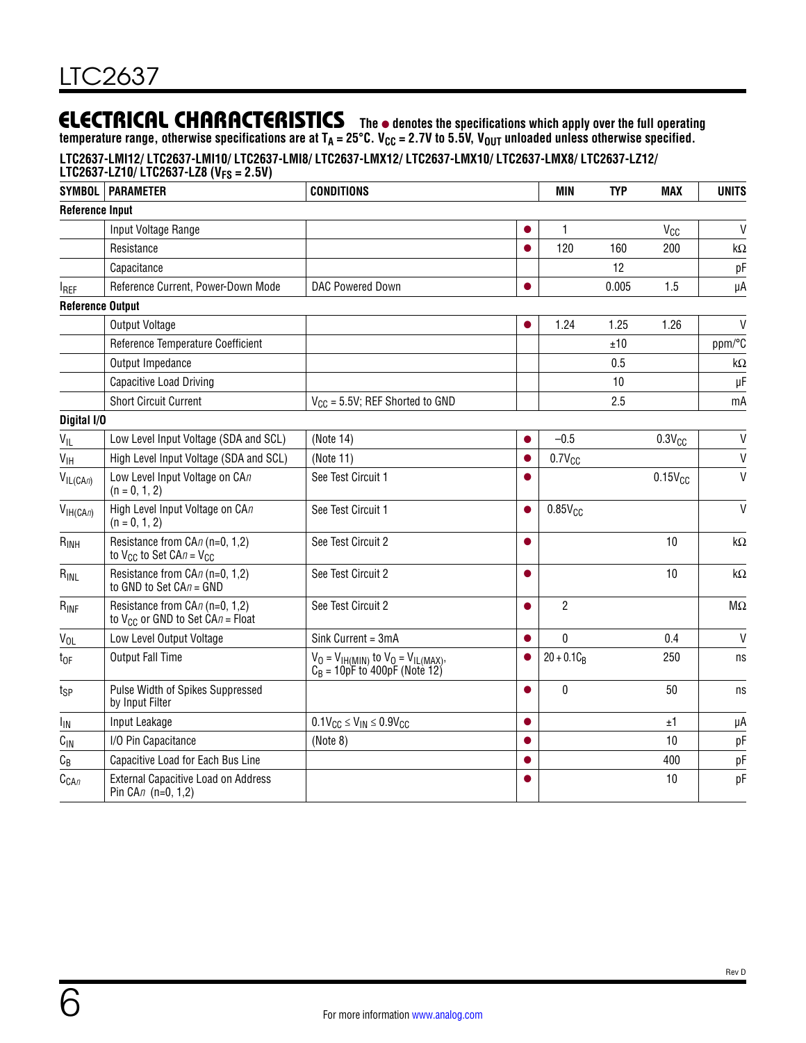## ELECTRICAL CHARACTERISTICS

**The ● denotes the specifications which apply over the full operating temperature range, otherwise specifications are at $T_A = 25°C$. $V_{CC}$ = 2.7V to 5.5V, $V_{OUT}$ unloaded unless otherwise specified.**

**LTC2637-LMI12/ LTC2637-LMI10/ LTC2637-LMI8/ LTC2637-LMX12/ LTC2637-LMX10/ LTC2637-LMX8/ LTC2637-LZ12/ LTC2637-LZ10/ LTC2637-LZ8 ($V_{FS}$ = 2.5V)**

| SYMBOL | PARAMETER | CONDITIONS | | MIN | TYP | MAX | UNITS |
|---|---|---|---|---|---|---|---|
| **Reference Input** | | | | | | | |
| | Input Voltage Range | | ● | 1 | | $V_{CC}$ | V |
| | Resistance | | ● | 120 | 160 | 200 | kΩ |
| | Capacitance | | | | 12 | | pF |
| $I_{REF}$ | Reference Current, Power-Down Mode | DAC Powered Down | ● | | 0.005 | 1.5 | µA |
| **Reference Output** | | | | | | | |
| | Output Voltage | | ● | 1.24 | 1.25 | 1.26 | V |
| | Reference Temperature Coefficient | | | | ±10 | | ppm/°C |
| | Output Impedance | | | | 0.5 | | kΩ |
| | Capacitive Load Driving | | | | 10 | | µF |
| | Short Circuit Current | $V_{CC}$ = 5.5V; REF Shorted to GND | | | 2.5 | | mA |
| **Digital I/O** | | | | | | | |
| $V_{IL}$ | Low Level Input Voltage (SDA and SCL) | (Note 14) | ● | –0.5 | | $0.3V_{CC}$ | V |
| $V_{IH}$ | High Level Input Voltage (SDA and SCL) | (Note 11) | ● | $0.7V_{CC}$ | | | V |
| $V_{IL(CAn)}$ | Low Level Input Voltage on CA*n* (n = 0, 1, 2) | See Test Circuit 1 | ● | | | $0.15V_{CC}$ | V |
| $V_{IH(CAn)}$ | High Level Input Voltage on CA*n* (n = 0, 1, 2) | See Test Circuit 1 | ● | $0.85V_{CC}$ | | | V |
| $R_{INH}$ | Resistance from CA*n* (n=0, 1,2) to $V_{CC}$ to Set CA*n* = $V_{CC}$ | See Test Circuit 2 | ● | | | 10 | kΩ |
| $R_{INL}$ | Resistance from CA*n* (n=0, 1,2) to GND to Set CA*n* = GND | See Test Circuit 2 | ● | | | 10 | kΩ |
| $R_{INF}$ | Resistance from CA*n* (n=0, 1,2) to $V_{CC}$ or GND to Set CA*n* = Float | See Test Circuit 2 | ● | 2 | | | MΩ |
| $V_{OL}$ | Low Level Output Voltage | Sink Current = 3mA | ● | 0 | | 0.4 | V |
| $t_{OF}$ | Output Fall Time | $V_O = V_{IH(MIN)}$ to $V_O = V_{IL(MAX)}$, $C_B$ = 10pF to 400pF (Note 12) | ● | $20 + 0.1C_B$ | | 250 | ns |
| $t_{SP}$ | Pulse Width of Spikes Suppressed by Input Filter | | ● | 0 | | 50 | ns |
| $I_{IN}$ | Input Leakage | $0.1V_{CC} \le V_{IN} \le 0.9V_{CC}$ | ● | | | ±1 | µA |
| $C_{IN}$ | I/O Pin Capacitance | (Note 8) | ● | | | 10 | pF |
| $C_B$ | Capacitive Load for Each Bus Line | | ● | | | 400 | pF |
| $C_{CAn}$ | External Capacitive Load on Address Pin CA*n* (n=0, 1,2) | | ● | | | 10 | pF |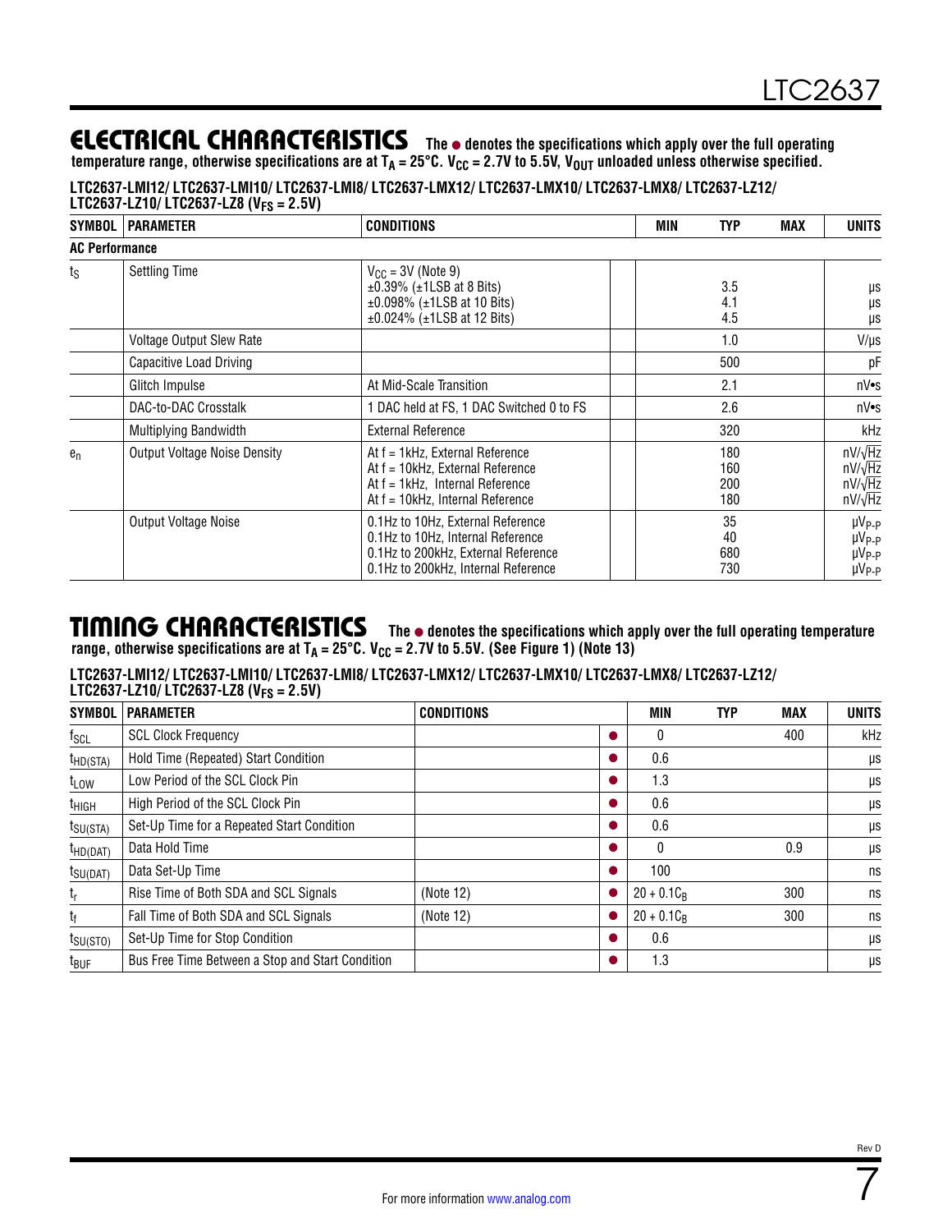## ELECTRICAL CHARACTERISTICS

**The ● denotes the specifications which apply over the full operating temperature range, otherwise specifications are at $T_A$ = 25°C. $V_{CC}$ = 2.7V to 5.5V, $V_{OUT}$ unloaded unless otherwise specified.**

**LTC2637-LMI12/ LTC2637-LMI10/ LTC2637-LMI8/ LTC2637-LMX12/ LTC2637-LMX10/ LTC2637-LMX8/ LTC2637-LZ12/ LTC2637-LZ10/ LTC2637-LZ8 ($V_{FS}$ = 2.5V)**

| SYMBOL | PARAMETER | CONDITIONS | | MIN | TYP | MAX | UNITS |
|---|---|---|---|---|---|---|---|
| **AC Performance** | | | | | | | |
| $t_S$ | Settling Time | $V_{CC}$ = 3V (Note 9)<br>±0.39% (±1LSB at 8 Bits)<br>±0.098% (±1LSB at 10 Bits)<br>±0.024% (±1LSB at 12 Bits) | | | <br>3.5<br>4.1<br>4.5 | | <br>µs<br>µs<br>µs |
| | Voltage Output Slew Rate | | | | 1.0 | | V/µs |
| | Capacitive Load Driving | | | | 500 | | pF |
| | Glitch Impulse | At Mid-Scale Transition | | | 2.1 | | nV•s |
| | DAC-to-DAC Crosstalk | 1 DAC held at FS, 1 DAC Switched 0 to FS | | | 2.6 | | nV•s |
| | Multiplying Bandwidth | External Reference | | | 320 | | kHz |
| $e_n$ | Output Voltage Noise Density | At f = 1kHz, External Reference<br>At f = 10kHz, External Reference<br>At f = 1kHz, Internal Reference<br>At f = 10kHz, Internal Reference | | | 180<br>160<br>200<br>180 | | nV/√Hz<br>nV/√Hz<br>nV/√Hz<br>nV/√Hz |
| | Output Voltage Noise | 0.1Hz to 10Hz, External Reference<br>0.1Hz to 10Hz, Internal Reference<br>0.1Hz to 200kHz, External Reference<br>0.1Hz to 200kHz, Internal Reference | | | 35<br>40<br>680<br>730 | | $µV_{P-P}$<br>$µV_{P-P}$<br>$µV_{P-P}$<br>$µV_{P-P}$ |

## TIMING CHARACTERISTICS

**The ● denotes the specifications which apply over the full operating temperature range, otherwise specifications are at $T_A$ = 25°C. $V_{CC}$ = 2.7V to 5.5V. (See Figure 1) (Note 13)**

**LTC2637-LMI12/ LTC2637-LMI10/ LTC2637-LMI8/ LTC2637-LMX12/ LTC2637-LMX10/ LTC2637-LMX8/ LTC2637-LZ12/ LTC2637-LZ10/ LTC2637-LZ8 ($V_{FS}$ = 2.5V)**

| SYMBOL | PARAMETER | CONDITIONS | | MIN | TYP | MAX | UNITS |
|---|---|---|---|---|---|---|---|
| $f_{SCL}$ | SCL Clock Frequency | | ● | 0 | | 400 | kHz |
| $t_{HD(STA)}$ | Hold Time (Repeated) Start Condition | | ● | 0.6 | | | µs |
| $t_{LOW}$ | Low Period of the SCL Clock Pin | | ● | 1.3 | | | µs |
| $t_{HIGH}$ | High Period of the SCL Clock Pin | | ● | 0.6 | | | µs |
| $t_{SU(STA)}$ | Set-Up Time for a Repeated Start Condition | | ● | 0.6 | | | µs |
| $t_{HD(DAT)}$ | Data Hold Time | | ● | 0 | | 0.9 | µs |
| $t_{SU(DAT)}$ | Data Set-Up Time | | ● | 100 | | | ns |
| $t_r$ | Rise Time of Both SDA and SCL Signals | (Note 12) | ● | $20 + 0.1C_B$ | | 300 | ns |
| $t_f$ | Fall Time of Both SDA and SCL Signals | (Note 12) | ● | $20 + 0.1C_B$ | | 300 | ns |
| $t_{SU(STO)}$ | Set-Up Time for Stop Condition | | ● | 0.6 | | | µs |
| $t_{BUF}$ | Bus Free Time Between a Stop and Start Condition | | ● | 1.3 | | | µs |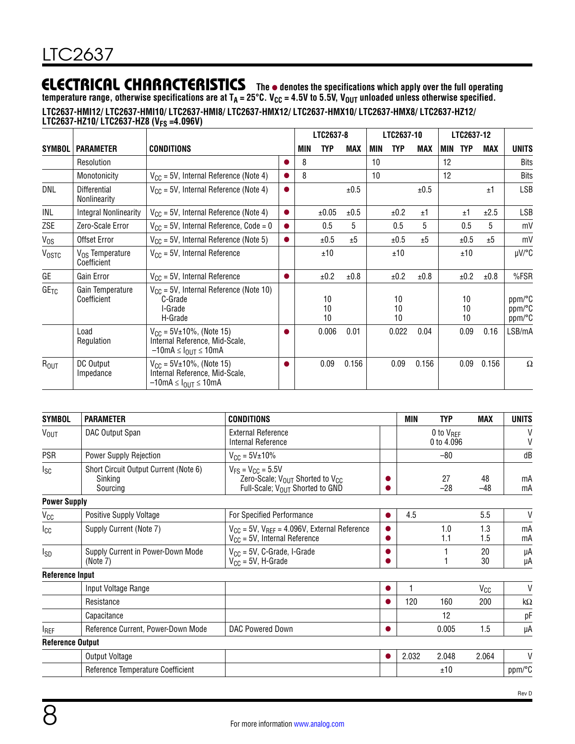## ELECTRICAL CHARACTERISTICS

**The ● denotes the specifications which apply over the full operating temperature range, otherwise specifications are at $T_A$ = 25°C. $V_{CC}$ = 4.5V to 5.5V, $V_{OUT}$ unloaded unless otherwise specified.**

**LTC2637-HMI12/ LTC2637-HMI10/ LTC2637-HMI8/ LTC2637-HMX12/ LTC2637-HMX10/ LTC2637-HMX8/ LTC2637-HZ12/ LTC2637-HZ10/ LTC2637-HZ8 ($V_{FS}$ =4.096V)**

| SYMBOL | PARAMETER | CONDITIONS | | LTC2637-8 MIN | LTC2637-8 TYP | LTC2637-8 MAX | LTC2637-10 MIN | LTC2637-10 TYP | LTC2637-10 MAX | LTC2637-12 MIN | LTC2637-12 TYP | LTC2637-12 MAX | UNITS |
|---|---|---|---|---|---|---|---|---|---|---|---|---|---|
| | Resolution | | ● | 8 | | | 10 | | | 12 | | | Bits |
| | Monotonicity | $V_{CC}$ = 5V, Internal Reference (Note 4) | ● | 8 | | | 10 | | | 12 | | | Bits |
| DNL | Differential Nonlinearity | $V_{CC}$ = 5V, Internal Reference (Note 4) | ● | | | ±0.5 | | | ±0.5 | | | ±1 | LSB |
| INL | Integral Nonlinearity | $V_{CC}$ = 5V, Internal Reference (Note 4) | ● | | ±0.05 | ±0.5 | | ±0.2 | ±1 | | ±1 | ±2.5 | LSB |
| ZSE | Zero-Scale Error | $V_{CC}$ = 5V, Internal Reference, Code = 0 | ● | | 0.5 | 5 | | 0.5 | 5 | | 0.5 | 5 | mV |
| $V_{OS}$ | Offset Error | $V_{CC}$ = 5V, Internal Reference (Note 5) | ● | | ±0.5 | ±5 | | ±0.5 | ±5 | | ±0.5 | ±5 | mV |
| $V_{OSTC}$ | $V_{OS}$ Temperature Coefficient | $V_{CC}$ = 5V, Internal Reference | | | ±10 | | | ±10 | | | ±10 | | µV/°C |
| GE | Gain Error | $V_{CC}$ = 5V, Internal Reference | ● | | ±0.2 | ±0.8 | | ±0.2 | ±0.8 | | ±0.2 | ±0.8 | %FSR |
| $GE_{TC}$ | Gain Temperature Coefficient | $V_{CC}$ = 5V, Internal Reference (Note 10)<br>C-Grade<br>I-Grade<br>H-Grade | | | <br>10<br>10<br>10 | | | <br>10<br>10<br>10 | | | <br>10<br>10<br>10 | | <br>ppm/°C<br>ppm/°C<br>ppm/°C |
| | Load Regulation | $V_{CC}$ = 5V±10%, (Note 15)<br>Internal Reference, Mid-Scale,<br>–10mA ≤ $I_{OUT}$ ≤ 10mA | ● | | 0.006 | 0.01 | | 0.022 | 0.04 | | 0.09 | 0.16 | LSB/mA |
| $R_{OUT}$ | DC Output Impedance | $V_{CC}$ = 5V±10%, (Note 15)<br>Internal Reference, Mid-Scale,<br>–10mA ≤ $I_{OUT}$ ≤ 10mA | ● | | 0.09 | 0.156 | | 0.09 | 0.156 | | 0.09 | 0.156 | Ω |

| SYMBOL | PARAMETER | CONDITIONS | | MIN | TYP | MAX | UNITS |
|---|---|---|---|---|---|---|---|
| $V_{OUT}$ | DAC Output Span | External Reference<br>Internal Reference | | | 0 to $V_{REF}$<br>0 to 4.096 | | V<br>V |
| PSR | Power Supply Rejection | $V_{CC}$ = 5V±10% | | | –80 | | dB |
| $I_{SC}$ | Short Circuit Output Current (Note 6)<br>Sinking<br>Sourcing | $V_{FS}$ = $V_{CC}$ = 5.5V<br>Zero-Scale; $V_{OUT}$ Shorted to $V_{CC}$<br>Full-Scale; $V_{OUT}$ Shorted to GND | <br>●<br>● | | <br>27<br>–28 | <br>48<br>–48 | <br>mA<br>mA |
| **Power Supply** | | | | | | | |
| $V_{CC}$ | Positive Supply Voltage | For Specified Performance | ● | 4.5 | | 5.5 | V |
| $I_{CC}$ | Supply Current (Note 7) | $V_{CC}$ = 5V, $V_{REF}$ = 4.096V, External Reference<br>$V_{CC}$ = 5V, Internal Reference | ●<br>● | | 1.0<br>1.1 | 1.3<br>1.5 | mA<br>mA |
| $I_{SD}$ | Supply Current in Power-Down Mode (Note 7) | $V_{CC}$ = 5V, C-Grade, I-Grade<br>$V_{CC}$ = 5V, H-Grade | ●<br>● | | 1<br>1 | 20<br>30 | µA<br>µA |
| **Reference Input** | | | | | | | |
| | Input Voltage Range | | ● | 1 | | $V_{CC}$ | V |
| | Resistance | | ● | 120 | 160 | 200 | kΩ |
| | Capacitance | | | | 12 | | pF |
| $I_{REF}$ | Reference Current, Power-Down Mode | DAC Powered Down | ● | | 0.005 | 1.5 | µA |
| **Reference Output** | | | | | | | |
| | Output Voltage | | ● | 2.032 | 2.048 | 2.064 | V |
| | Reference Temperature Coefficient | | | | ±10 | | ppm/°C |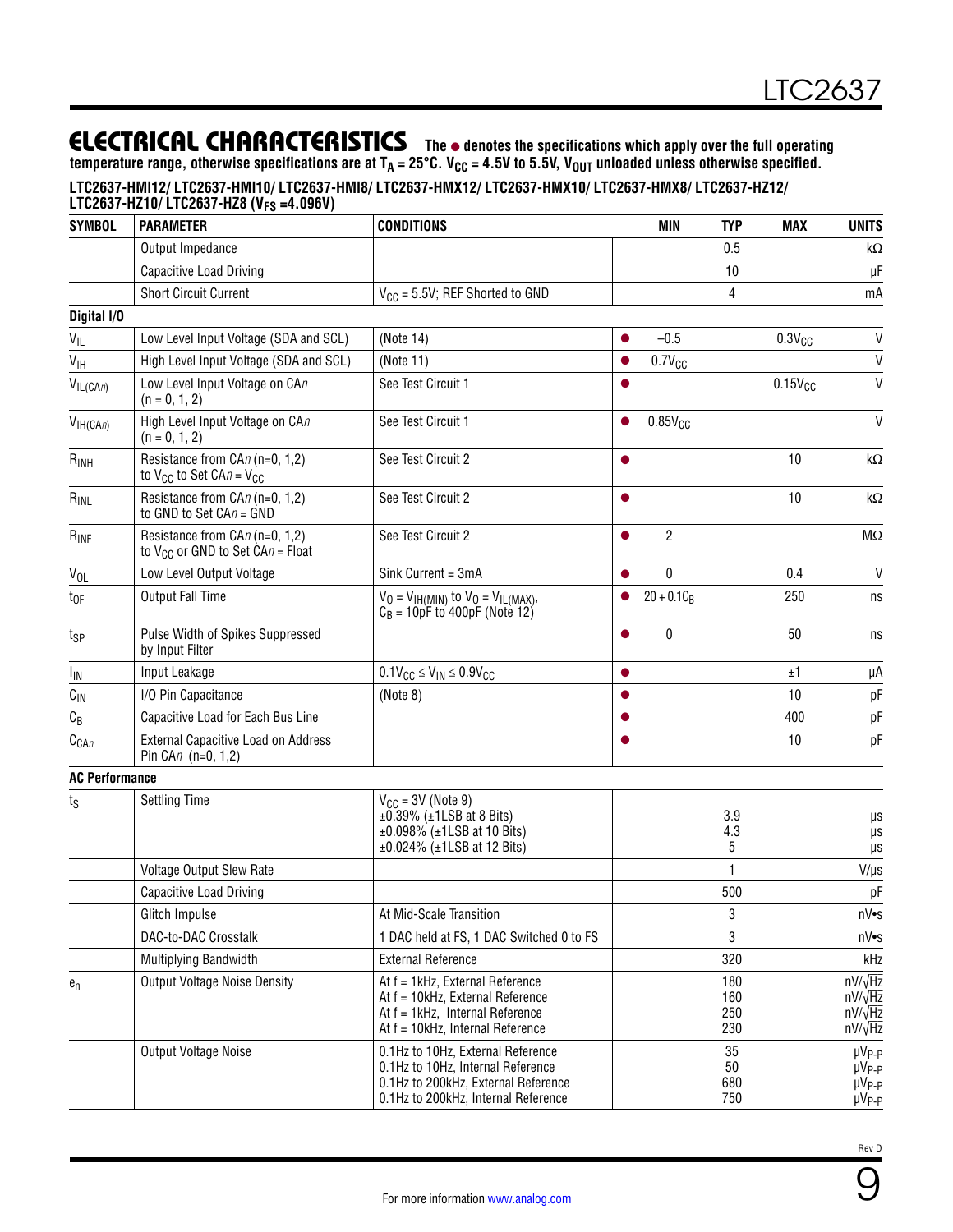## ELECTRICAL CHARACTERISTICS

**The ● denotes the specifications which apply over the full operating temperature range, otherwise specifications are at $T_A$ = 25°C. $V_{CC}$ = 4.5V to 5.5V, $V_{OUT}$ unloaded unless otherwise specified.**

**LTC2637-HMI12/ LTC2637-HMI10/ LTC2637-HMI8/ LTC2637-HMX12/ LTC2637-HMX10/ LTC2637-HMX8/ LTC2637-HZ12/ LTC2637-HZ10/ LTC2637-HZ8 ($V_{FS}$ =4.096V)**

| SYMBOL | PARAMETER | CONDITIONS | | MIN | TYP | MAX | UNITS |
|---|---|---|---|---|---|---|---|
| | Output Impedance | | | | 0.5 | | kΩ |
| | Capacitive Load Driving | | | | 10 | | µF |
| | Short Circuit Current | $V_{CC}$ = 5.5V; REF Shorted to GND | | | 4 | | mA |
| **Digital I/O** | | | | | | | |
| $V_{IL}$ | Low Level Input Voltage (SDA and SCL) | (Note 14) | ● | –0.5 | | $0.3V_{CC}$ | V |
| $V_{IH}$ | High Level Input Voltage (SDA and SCL) | (Note 11) | ● | $0.7V_{CC}$ | | | V |
| $V_{IL(CAn)}$ | Low Level Input Voltage on CA*n* (n = 0, 1, 2) | See Test Circuit 1 | ● | | | $0.15V_{CC}$ | V |
| $V_{IH(CAn)}$ | High Level Input Voltage on CA*n* (n = 0, 1, 2) | See Test Circuit 1 | ● | $0.85V_{CC}$ | | | V |
| $R_{INH}$ | Resistance from CA*n* (n=0, 1,2) to $V_{CC}$ to Set CA*n* = $V_{CC}$ | See Test Circuit 2 | ● | | | 10 | kΩ |
| $R_{INL}$ | Resistance from CA*n* (n=0, 1,2) to GND to Set CA*n* = GND | See Test Circuit 2 | ● | | | 10 | kΩ |
| $R_{INF}$ | Resistance from CA*n* (n=0, 1,2) to $V_{CC}$ or GND to Set CA*n* = Float | See Test Circuit 2 | ● | 2 | | | MΩ |
| $V_{OL}$ | Low Level Output Voltage | Sink Current = 3mA | ● | 0 | | 0.4 | V |
| $t_{OF}$ | Output Fall Time | $V_O = V_{IH(MIN)}$ to $V_O = V_{IL(MAX)}$, $C_B$ = 10pF to 400pF (Note 12) | ● | $20 + 0.1C_B$ | | 250 | ns |
| $t_{SP}$ | Pulse Width of Spikes Suppressed by Input Filter | | ● | 0 | | 50 | ns |
| $I_{IN}$ | Input Leakage | $0.1V_{CC} \le V_{IN} \le 0.9V_{CC}$ | ● | | | ±1 | µA |
| $C_{IN}$ | I/O Pin Capacitance | (Note 8) | ● | | | 10 | pF |
| $C_B$ | Capacitive Load for Each Bus Line | | ● | | | 400 | pF |
| $C_{CAn}$ | External Capacitive Load on Address Pin CA*n* (n=0, 1,2) | | ● | | | 10 | pF |
| **AC Performance** | | | | | | | |
| $t_S$ | Settling Time | $V_{CC}$ = 3V (Note 9)<br>±0.39% (±1LSB at 8 Bits)<br>±0.098% (±1LSB at 10 Bits)<br>±0.024% (±1LSB at 12 Bits) | | | <br>3.9<br>4.3<br>5 | | <br>µs<br>µs<br>µs |
| | Voltage Output Slew Rate | | | | 1 | | V/µs |
| | Capacitive Load Driving | | | | 500 | | pF |
| | Glitch Impulse | At Mid-Scale Transition | | | 3 | | nV•s |
| | DAC-to-DAC Crosstalk | 1 DAC held at FS, 1 DAC Switched 0 to FS | | | 3 | | nV•s |
| | Multiplying Bandwidth | External Reference | | | 320 | | kHz |
| $e_n$ | Output Voltage Noise Density | At f = 1kHz, External Reference<br>At f = 10kHz, External Reference<br>At f = 1kHz, Internal Reference<br>At f = 10kHz, Internal Reference | | | 180<br>160<br>250<br>230 | | $nV/\sqrt{Hz}$<br>$nV/\sqrt{Hz}$<br>$nV/\sqrt{Hz}$<br>$nV/\sqrt{Hz}$ |
| | Output Voltage Noise | 0.1Hz to 10Hz, External Reference<br>0.1Hz to 10Hz, Internal Reference<br>0.1Hz to 200kHz, External Reference<br>0.1Hz to 200kHz, Internal Reference | | | 35<br>50<br>680<br>750 | | $\mu V_{P-P}$<br>$\mu V_{P-P}$<br>$\mu V_{P-P}$<br>$\mu V_{P-P}$ |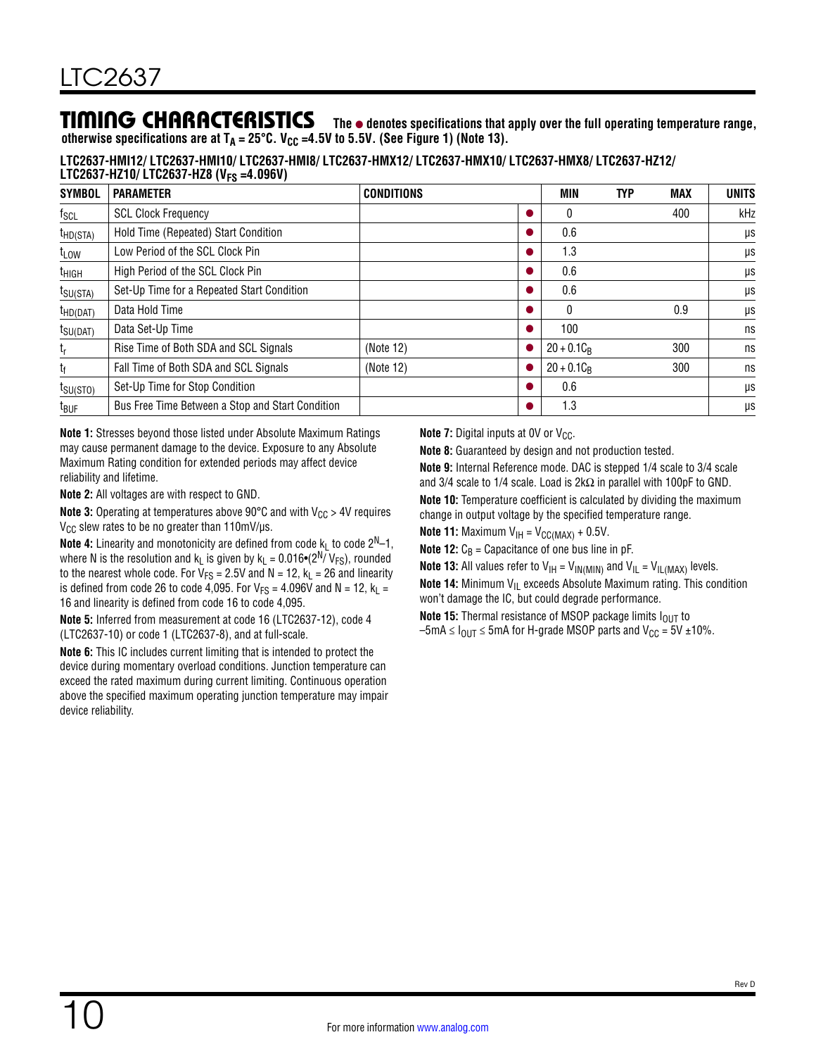## TIMING CHARACTERISTICS

**The ● denotes specifications that apply over the full operating temperature range, otherwise specifications are at $T_A$ = 25°C. $V_{CC}$ =4.5V to 5.5V. (See Figure 1) (Note 13).**

**LTC2637-HMI12/ LTC2637-HMI10/ LTC2637-HMI8/ LTC2637-HMX12/ LTC2637-HMX10/ LTC2637-HMX8/ LTC2637-HZ12/ LTC2637-HZ10/ LTC2637-HZ8 ($V_{FS}$ =4.096V)**

| SYMBOL | PARAMETER | CONDITIONS | | MIN | TYP | MAX | UNITS |
|---|---|---|---|---|---|---|---|
| $f_{SCL}$ | SCL Clock Frequency | | ● | 0 | | 400 | kHz |
| $t_{HD(STA)}$ | Hold Time (Repeated) Start Condition | | ● | 0.6 | | | µs |
| $t_{LOW}$ | Low Period of the SCL Clock Pin | | ● | 1.3 | | | µs |
| $t_{HIGH}$ | High Period of the SCL Clock Pin | | ● | 0.6 | | | µs |
| $t_{SU(STA)}$ | Set-Up Time for a Repeated Start Condition | | ● | 0.6 | | | µs |
| $t_{HD(DAT)}$ | Data Hold Time | | ● | 0 | | 0.9 | µs |
| $t_{SU(DAT)}$ | Data Set-Up Time | | ● | 100 | | | ns |
| $t_r$ | Rise Time of Both SDA and SCL Signals | (Note 12) | ● | $20 + 0.1C_B$ | | 300 | ns |
| $t_f$ | Fall Time of Both SDA and SCL Signals | (Note 12) | ● | $20 + 0.1C_B$ | | 300 | ns |
| $t_{SU(STO)}$ | Set-Up Time for Stop Condition | | ● | 0.6 | | | µs |
| $t_{BUF}$ | Bus Free Time Between a Stop and Start Condition | | ● | 1.3 | | | µs |

**Note 1:** Stresses beyond those listed under Absolute Maximum Ratings may cause permanent damage to the device. Exposure to any Absolute Maximum Rating condition for extended periods may affect device reliability and lifetime.

**Note 2:** All voltages are with respect to GND.

**Note 3:** Operating at temperatures above 90°C and with $V_{CC}$ > 4V requires $V_{CC}$ slew rates to be no greater than 110mV/µs.

**Note 4:** Linearity and monotonicity are defined from code $k_L$ to code $2^N$–1, where N is the resolution and $k_L$ is given by $k_L = 0.016•(2^N/V_{FS})$, rounded to the nearest whole code. For $V_{FS}$ = 2.5V and N = 12, $k_L$ = 26 and linearity is defined from code 26 to code 4,095. For $V_{FS}$ = 4.096V and N = 12, $k_L$ = 16 and linearity is defined from code 16 to code 4,095.

**Note 5:** Inferred from measurement at code 16 (LTC2637-12), code 4 (LTC2637-10) or code 1 (LTC2637-8), and at full-scale.

**Note 6:** This IC includes current limiting that is intended to protect the device during momentary overload conditions. Junction temperature can exceed the rated maximum during current limiting. Continuous operation above the specified maximum operating junction temperature may impair device reliability.

**Note 7:** Digital inputs at 0V or $V_{CC}$.

**Note 8:** Guaranteed by design and not production tested.

**Note 9:** Internal Reference mode. DAC is stepped 1/4 scale to 3/4 scale and 3/4 scale to 1/4 scale. Load is 2kΩ in parallel with 100pF to GND.

**Note 10:** Temperature coefficient is calculated by dividing the maximum change in output voltage by the specified temperature range.

**Note 11:** Maximum $V_{IH} = V_{CC(MAX)} + 0.5V$.

**Note 12:** $C_B$ = Capacitance of one bus line in pF.

**Note 13:** All values refer to $V_{IH} = V_{IN(MIN)}$ and $V_{IL} = V_{IL(MAX)}$ levels.

**Note 14:** Minimum $V_{IL}$ exceeds Absolute Maximum rating. This condition won't damage the IC, but could degrade performance.

**Note 15:** Thermal resistance of MSOP package limits $I_{OUT}$ to $-5mA \le I_{OUT} \le 5mA$ for H-grade MSOP parts and $V_{CC}$ = 5V ±10%.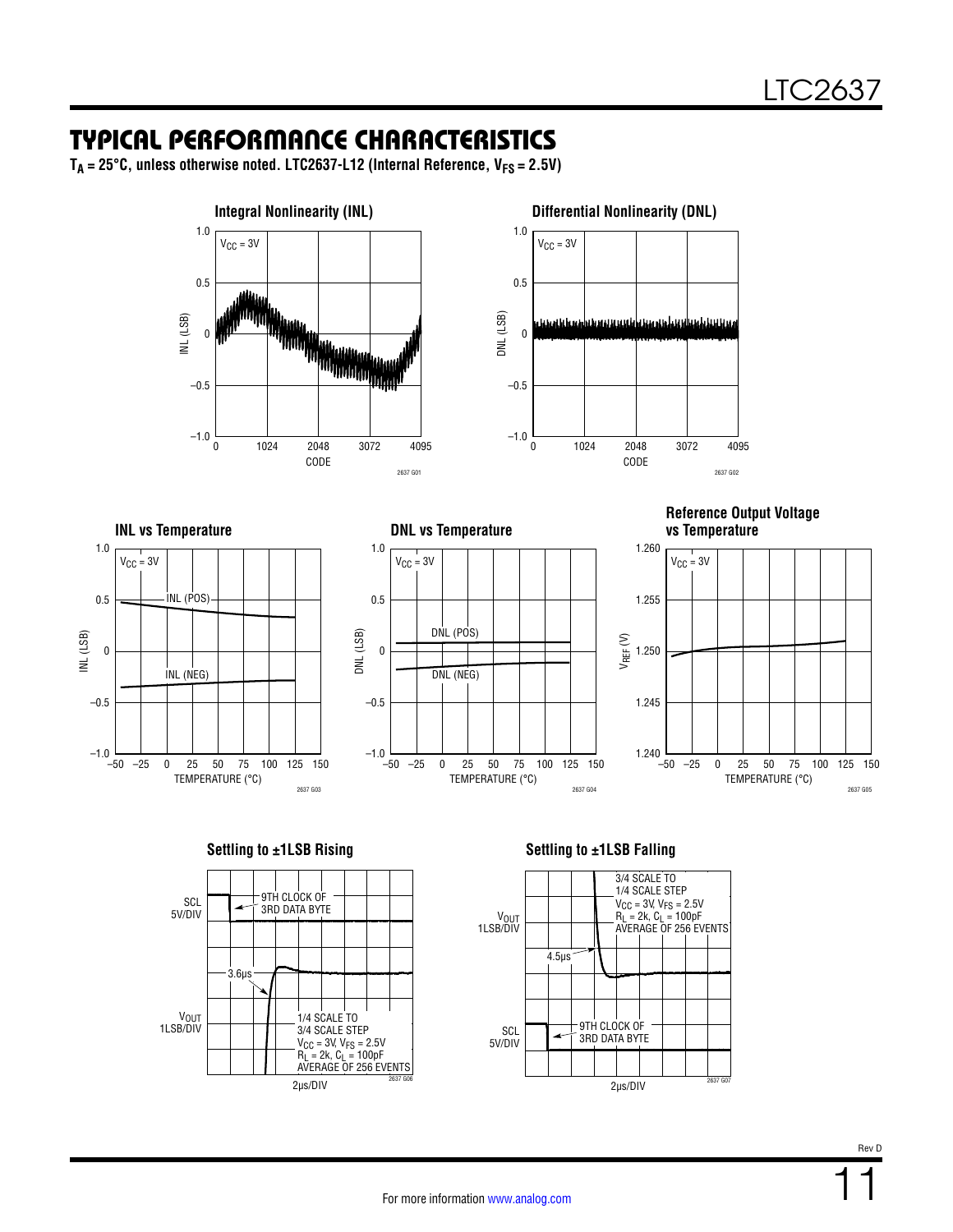## TYPICAL PERFORMANCE CHARACTERISTICS

**$T_A$ = 25°C, unless otherwise noted. LTC2637-L12 (Internal Reference, $V_{FS}$ = 2.5V)**

**Integral Nonlinearity (INL)**

$V_{CC}$ = 3V

INL (LSB) vs CODE

2637 G01

**Differential Nonlinearity (DNL)**

$V_{CC}$ = 3V

DNL (LSB) vs CODE

2637 G02

**INL vs Temperature**

$V_{CC}$ = 3V

INL (POS), INL (NEG)

INL (LSB) vs TEMPERATURE (°C)

2637 G03

**DNL vs Temperature**

$V_{CC}$ = 3V

DNL (POS), DNL (NEG)

DNL (LSB) vs TEMPERATURE (°C)

2637 G04

**Reference Output Voltage vs Temperature**

$V_{CC}$ = 3V

$V_{REF}$ (V) vs TEMPERATURE (°C)

2637 G05

**Settling to ±1LSB Rising**

SCL 5V/DIV

9TH CLOCK OF 3RD DATA BYTE

3.6µs

$V_{OUT}$ 1LSB/DIV

1/4 SCALE TO 3/4 SCALE STEP
$V_{CC}$ = 3V, $V_{FS}$ = 2.5V
$R_L$ = 2k, $C_L$ = 100pF
AVERAGE OF 256 EVENTS

2µs/DIV

2637 G06

**Settling to ±1LSB Falling**

3/4 SCALE TO 1/4 SCALE STEP
$V_{CC}$ = 3V, $V_{FS}$ = 2.5V
$R_L$ = 2k, $C_L$ = 100pF
AVERAGE OF 256 EVENTS

$V_{OUT}$ 1LSB/DIV

4.5µs

SCL 5V/DIV

9TH CLOCK OF 3RD DATA BYTE

2µs/DIV

2637 G07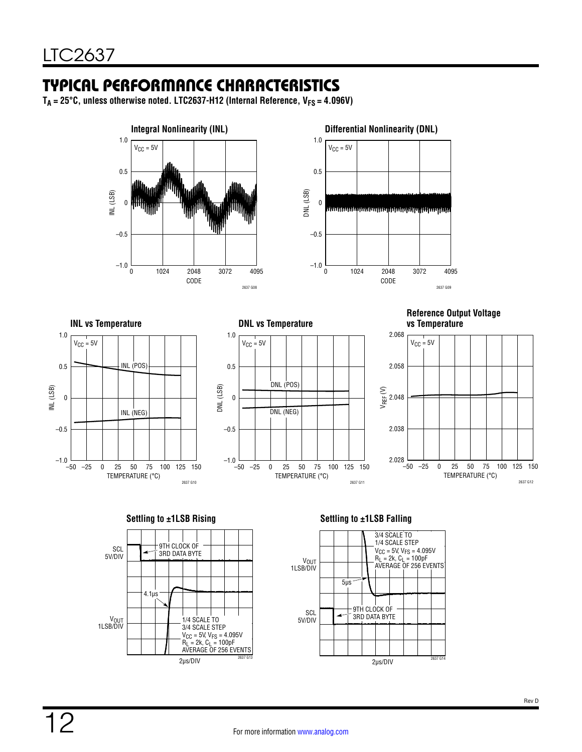## TYPICAL PERFORMANCE CHARACTERISTICS

**$T_A$ = 25°C, unless otherwise noted. LTC2637-H12 (Internal Reference, $V_{FS}$ = 4.096V)**

**Integral Nonlinearity (INL)**

$V_{CC}$ = 5V

INL (LSB) vs CODE

2637 G08

**Differential Nonlinearity (DNL)**

$V_{CC}$ = 5V

DNL (LSB) vs CODE

2637 G09

**INL vs Temperature**

$V_{CC}$ = 5V

INL (POS), INL (NEG)

INL (LSB) vs TEMPERATURE (°C)

2637 G10

**DNL vs Temperature**

$V_{CC}$ = 5V

DNL (POS), DNL (NEG)

DNL (LSB) vs TEMPERATURE (°C)

2637 G11

**Reference Output Voltage vs Temperature**

$V_{CC}$ = 5V

$V_{REF}$ (V) vs TEMPERATURE (°C)

2637 G12

**Settling to ±1LSB Rising**

SCL 5V/DIV

9TH CLOCK OF 3RD DATA BYTE

4.1µs

$V_{OUT}$ 1LSB/DIV

1/4 SCALE TO 3/4 SCALE STEP
$V_{CC}$ = 5V, $V_{FS}$ = 4.095V
$R_L$ = 2k, $C_L$ = 100pF
AVERAGE OF 256 EVENTS

2µs/DIV

2637 G13

**Settling to ±1LSB Falling**

3/4 SCALE TO 1/4 SCALE STEP
$V_{CC}$ = 5V, $V_{FS}$ = 4.095V
$R_L$ = 2k, $C_L$ = 100pF
AVERAGE OF 256 EVENTS

$V_{OUT}$ 1LSB/DIV

5µs

SCL 5V/DIV

9TH CLOCK OF 3RD DATA BYTE

2µs/DIV

2637 G14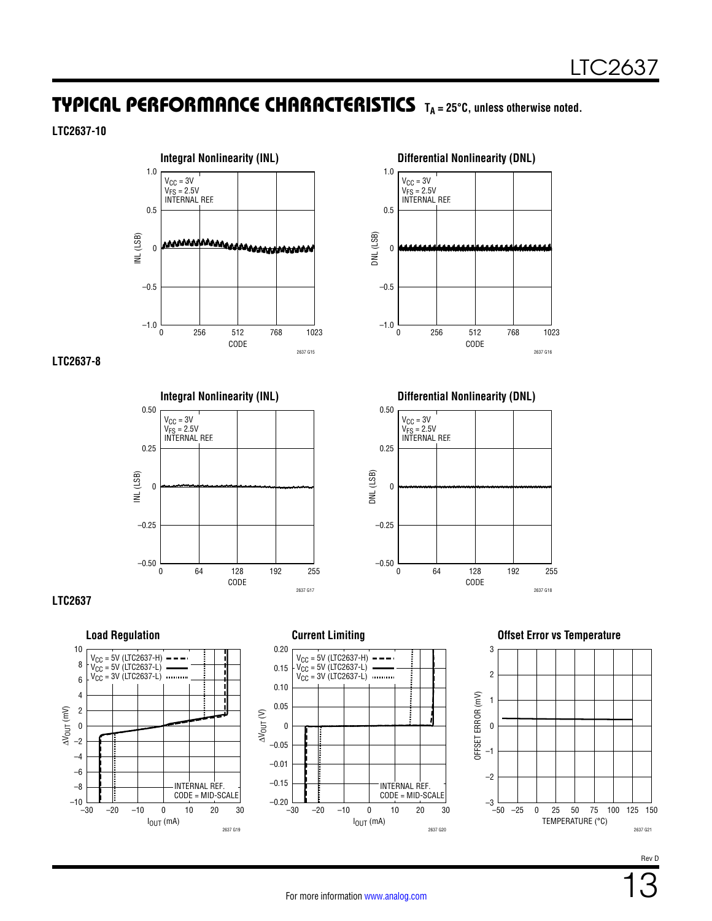## TYPICAL PERFORMANCE CHARACTERISTICS $T_A = 25°C$, unless otherwise noted.

**LTC2637-10**

**Integral Nonlinearity (INL)**

$V_{CC} = 3V$
$V_{FS} = 2.5V$
INTERNAL REF.

INL (LSB) vs CODE

2637 G15

**Differential Nonlinearity (DNL)**

$V_{CC} = 3V$
$V_{FS} = 2.5V$
INTERNAL REF.

DNL (LSB) vs CODE

2637 G16

**LTC2637-8**

**Integral Nonlinearity (INL)**

$V_{CC} = 3V$
$V_{FS} = 2.5V$
INTERNAL REF.

INL (LSB) vs CODE

2637 G17

**Differential Nonlinearity (DNL)**

$V_{CC} = 3V$
$V_{FS} = 2.5V$
INTERNAL REF.

DNL (LSB) vs CODE

2637 G18

**LTC2637**

**Load Regulation**

$V_{CC} = 5V$ (LTC2637-H)
$V_{CC} = 5V$ (LTC2637-L)
$V_{CC} = 3V$ (LTC2637-L)

INTERNAL REF.
CODE = MID-SCALE

$\Delta V_{OUT}$ (mV) vs $I_{OUT}$ (mA)

2637 G19

**Current Limiting**

$V_{CC} = 5V$ (LTC2637-H)
$V_{CC} = 5V$ (LTC2637-L)
$V_{CC} = 3V$ (LTC2637-L)

INTERNAL REF.
CODE = MID-SCALE

$\Delta V_{OUT}$ (V) vs $I_{OUT}$ (mA)

2637 G20

**Offset Error vs Temperature**

OFFSET ERROR (mV) vs TEMPERATURE (°C)

2637 G21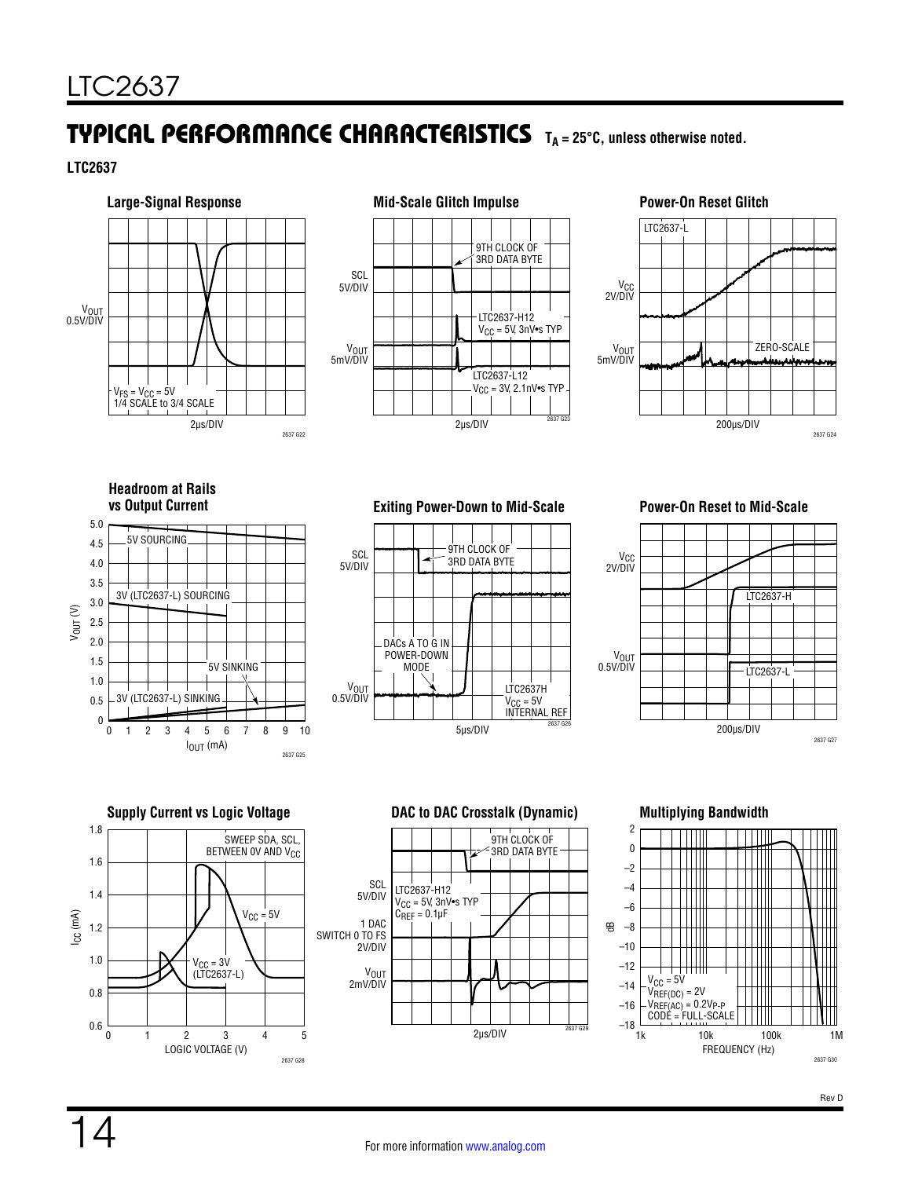## TYPICAL PERFORMANCE CHARACTERISTICS $T_A = 25°C$, unless otherwise noted.

**LTC2637**

**Large-Signal Response**

$V_{OUT}$ 0.5V/DIV

$V_{FS} = V_{CC} = 5V$
1/4 SCALE to 3/4 SCALE

2µs/DIV

2637 G22

**Mid-Scale Glitch Impulse**

SCL 5V/DIV

9TH CLOCK OF 3RD DATA BYTE

$V_{OUT}$ 5mV/DIV

LTC2637-H12
$V_{CC}$ = 5V, 3nV•s TYP

LTC2637-L12
$V_{CC}$ = 3V, 2.1nV•s TYP

2µs/DIV

2637 G23

**Power-On Reset Glitch**

LTC2637-L

$V_{CC}$ 2V/DIV

$V_{OUT}$ 5mV/DIV

ZERO-SCALE

200µs/DIV

2637 G24

**Headroom at Rails vs Output Current**

$V_{OUT}$ (V)

5V SOURCING

3V (LTC2637-L) SOURCING

5V SINKING

3V (LTC2637-L) SINKING

$I_{OUT}$ (mA)

2637 G25

**Exiting Power-Down to Mid-Scale**

SCL 5V/DIV

9TH CLOCK OF 3RD DATA BYTE

DACs A TO G IN POWER-DOWN MODE

$V_{OUT}$ 0.5V/DIV

LTC2637H
$V_{CC}$ = 5V
INTERNAL REF

5µs/DIV

2637 G26

**Power-On Reset to Mid-Scale**

$V_{CC}$ 2V/DIV

LTC2637-H

$V_{OUT}$ 0.5V/DIV

LTC2637-L

200µs/DIV

2637 G27

**Supply Current vs Logic Voltage**

$I_{CC}$ (mA)

SWEEP SDA, SCL, BETWEEN 0V AND $V_{CC}$

$V_{CC}$ = 5V

$V_{CC}$ = 3V (LTC2637-L)

LOGIC VOLTAGE (V)

2637 G28

**DAC to DAC Crosstalk (Dynamic)**

SCL 5V/DIV

9TH CLOCK OF 3RD DATA BYTE

LTC2637-H12
$V_{CC}$ = 5V, 3nV•s TYP
$C_{REF}$ = 0.1µF

1 DAC SWITCH 0 TO FS 2V/DIV

$V_{OUT}$ 2mV/DIV

2µs/DIV

2637 G29

**Multiplying Bandwidth**

dB

$V_{CC}$ = 5V
$V_{REF(DC)}$ = 2V
$V_{REF(AC)}$ = 0.2$V_{P-P}$
CODE = FULL-SCALE

FREQUENCY (Hz)

2637 G30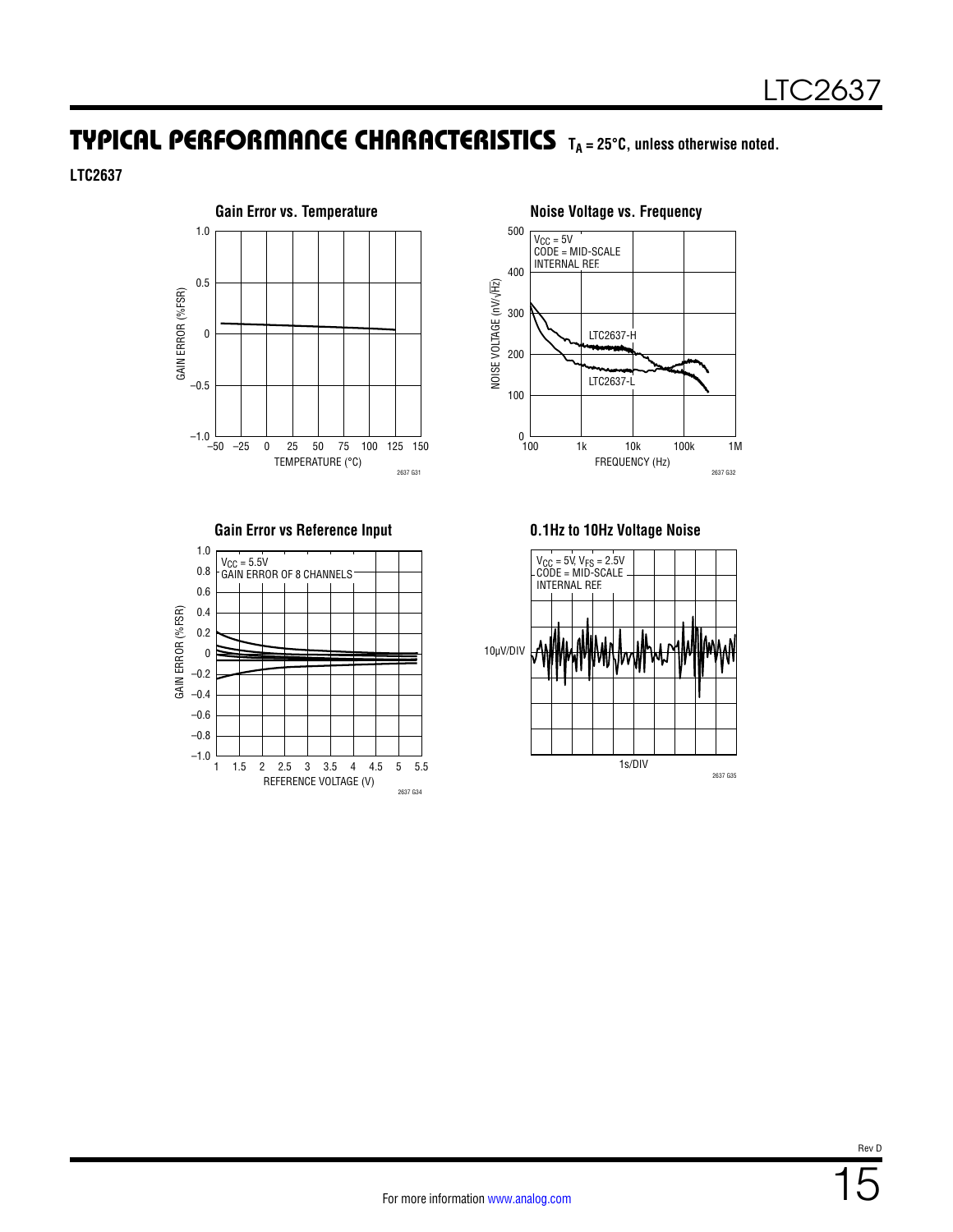## TYPICAL PERFORMANCE CHARACTERISTICS $T_A = 25°C$, unless otherwise noted.

**LTC2637**

**Gain Error vs. Temperature**

**Noise Voltage vs. Frequency**

**Gain Error vs Reference Input**

**0.1Hz to 10Hz Voltage Noise**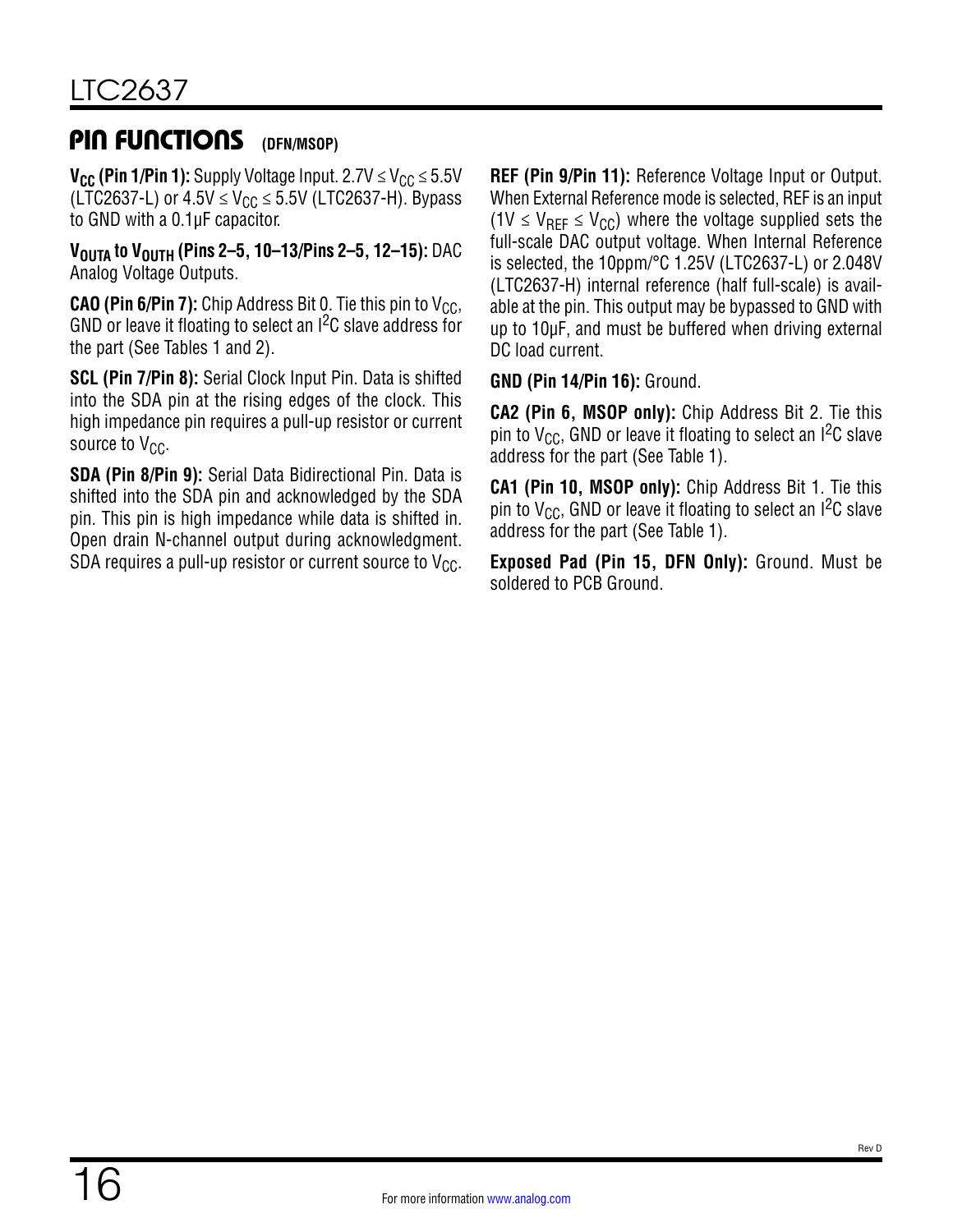## PIN FUNCTIONS (DFN/MSOP)

**$V_{CC}$ (Pin 1/Pin 1):** Supply Voltage Input. 2.7V ≤ $V_{CC}$ ≤ 5.5V (LTC2637-L) or 4.5V ≤ $V_{CC}$ ≤ 5.5V (LTC2637-H). Bypass to GND with a 0.1µF capacitor.

**$V_{OUTA}$ to $V_{OUTH}$ (Pins 2–5, 10–13/Pins 2–5, 12–15):** DAC Analog Voltage Outputs.

**CA0 (Pin 6/Pin 7):** Chip Address Bit 0. Tie this pin to $V_{CC}$, GND or leave it floating to select an $I^2C$ slave address for the part (See Tables 1 and 2).

**SCL (Pin 7/Pin 8):** Serial Clock Input Pin. Data is shifted into the SDA pin at the rising edges of the clock. This high impedance pin requires a pull-up resistor or current source to $V_{CC}$.

**SDA (Pin 8/Pin 9):** Serial Data Bidirectional Pin. Data is shifted into the SDA pin and acknowledged by the SDA pin. This pin is high impedance while data is shifted in. Open drain N-channel output during acknowledgment. SDA requires a pull-up resistor or current source to $V_{CC}$.

**REF (Pin 9/Pin 11):** Reference Voltage Input or Output. When External Reference mode is selected, REF is an input (1V ≤ $V_{REF}$ ≤ $V_{CC}$) where the voltage supplied sets the full-scale DAC output voltage. When Internal Reference is selected, the 10ppm/°C 1.25V (LTC2637-L) or 2.048V (LTC2637-H) internal reference (half full-scale) is available at the pin. This output may be bypassed to GND with up to 10µF, and must be buffered when driving external DC load current.

**GND (Pin 14/Pin 16):** Ground.

**CA2 (Pin 6, MSOP only):** Chip Address Bit 2. Tie this pin to $V_{CC}$, GND or leave it floating to select an $I^2C$ slave address for the part (See Table 1).

**CA1 (Pin 10, MSOP only):** Chip Address Bit 1. Tie this pin to $V_{CC}$, GND or leave it floating to select an $I^2C$ slave address for the part (See Table 1).

**Exposed Pad (Pin 15, DFN Only):** Ground. Must be soldered to PCB Ground.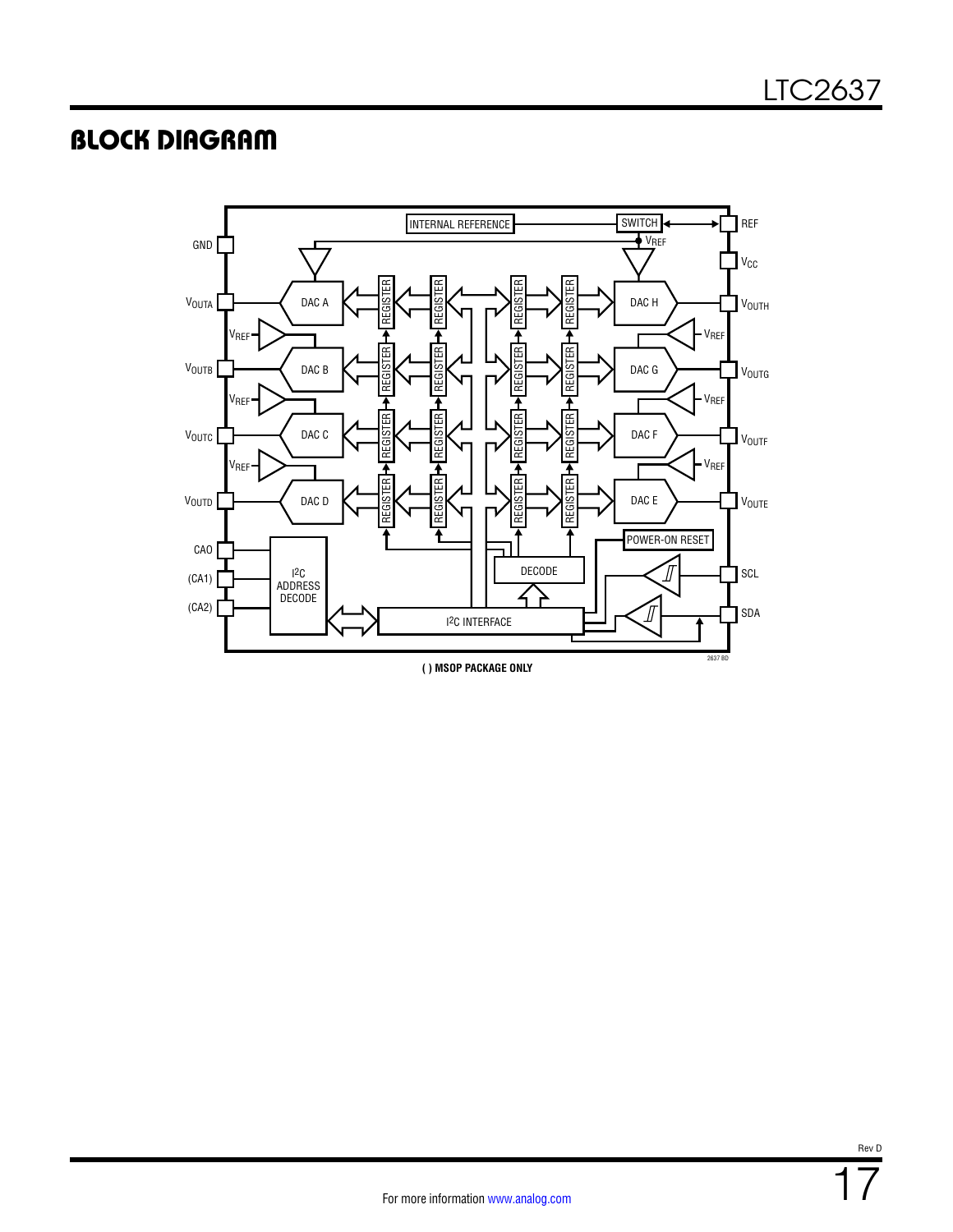## BLOCK DIAGRAM

GND

$V_{OUTA}$

$V_{OUTB}$

$V_{OUTC}$

$V_{OUTD}$

CAO

(CA1)

(CA2)

INTERNAL REFERENCE

SWITCH

$V_{REF}$

REF

$V_{CC}$

DAC A

DAC B

DAC C

DAC D

DAC H

DAC G

DAC F

DAC E

REGISTER

$V_{OUTH}$

$V_{OUTG}$

$V_{OUTF}$

$V_{OUTE}$

POWER-ON RESET

DECODE

SCL

SDA

I2C ADDRESS DECODE

I2C INTERFACE

2637 BD

( ) MSOP PACKAGE ONLY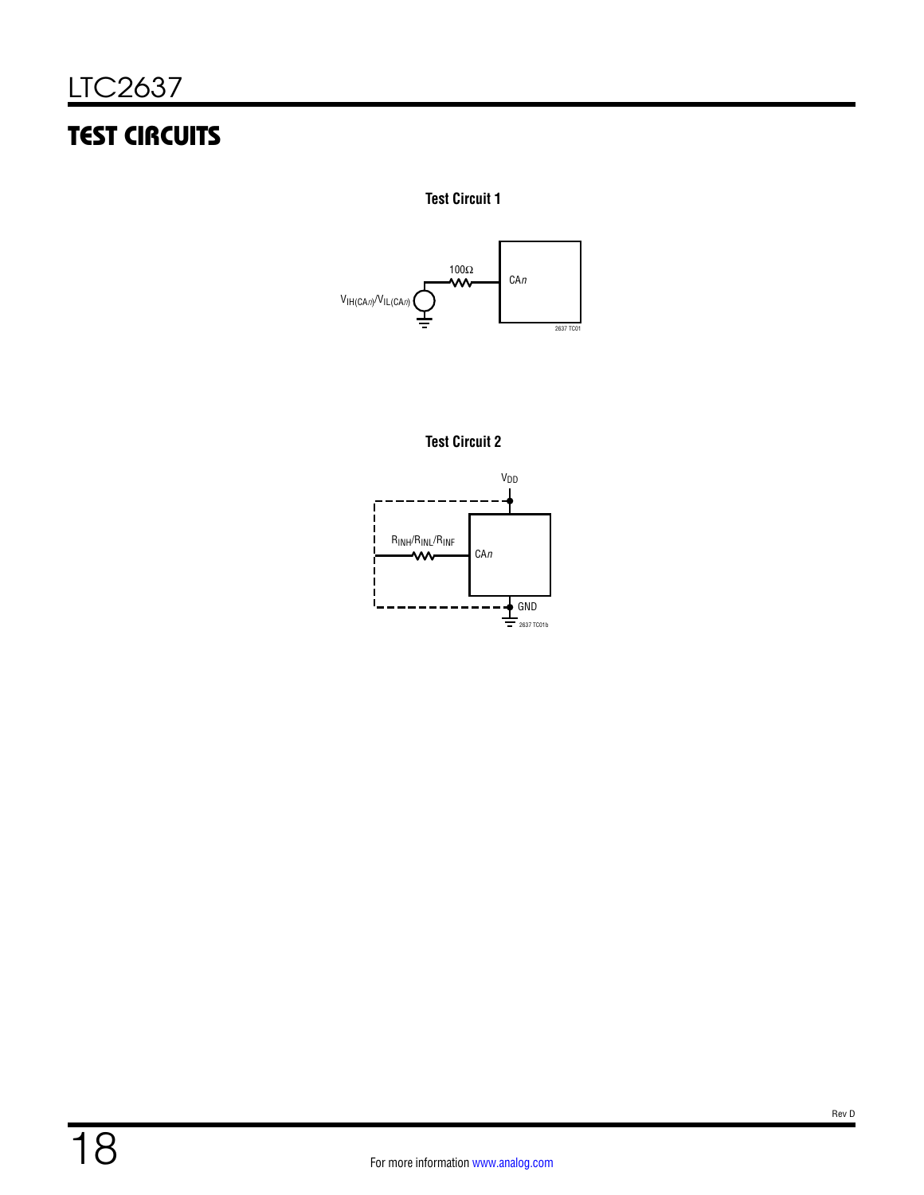## TEST CIRCUITS

**Test Circuit 1**

$V_{IH(CAn)}/V_{IL(CAn)}$

100Ω

CA*n*

2637 TC01

**Test Circuit 2**

$V_{DD}$

$R_{INH}/R_{INL}/R_{INF}$

CA*n*

GND

2637 TC01b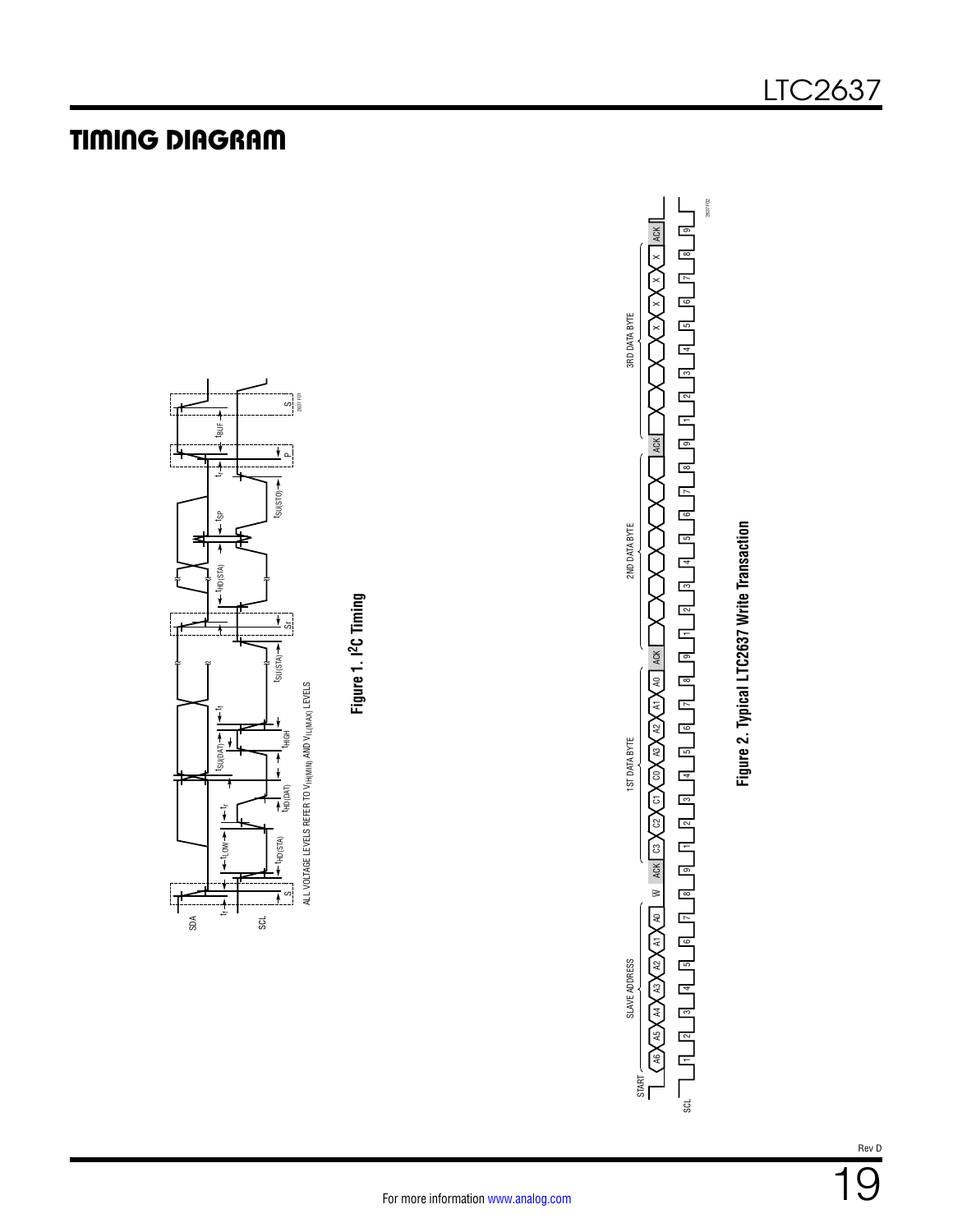# TIMING DIAGRAM

Figure 1. I²C Timing

Figure 2. Typical LTC2637 Write Transaction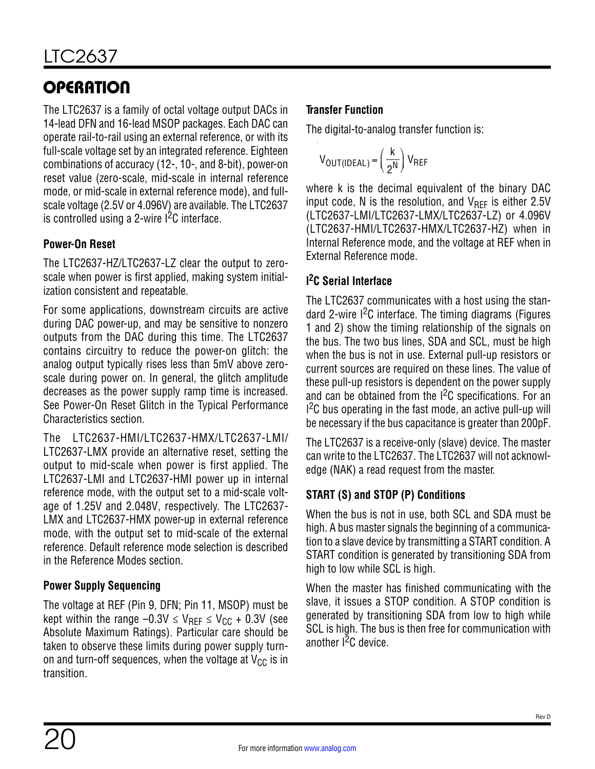## OPERATION

The LTC2637 is a family of octal voltage output DACs in 14-lead DFN and 16-lead MSOP packages. Each DAC can operate rail-to-rail using an external reference, or with its full-scale voltage set by an integrated reference. Eighteen combinations of accuracy (12-, 10-, and 8-bit), power-on reset value (zero-scale, mid-scale in internal reference mode, or mid-scale in external reference mode), and full-scale voltage (2.5V or 4.096V) are available. The LTC2637 is controlled using a 2-wire $I^2C$ interface.

### Power-On Reset

The LTC2637-HZ/LTC2637-LZ clear the output to zero-scale when power is first applied, making system initialization consistent and repeatable.

For some applications, downstream circuits are active during DAC power-up, and may be sensitive to nonzero outputs from the DAC during this time. The LTC2637 contains circuitry to reduce the power-on glitch: the analog output typically rises less than 5mV above zero-scale during power on. In general, the glitch amplitude decreases as the power supply ramp time is increased. See Power-On Reset Glitch in the Typical Performance Characteristics section.

The LTC2637-HMI/LTC2637-HMX/LTC2637-LMI/LTC2637-LMX provide an alternative reset, setting the output to mid-scale when power is first applied. The LTC2637-LMI and LTC2637-HMI power up in internal reference mode, with the output set to a mid-scale voltage of 1.25V and 2.048V, respectively. The LTC2637-LMX and LTC2637-HMX power-up in external reference mode, with the output set to mid-scale of the external reference. Default reference mode selection is described in the Reference Modes section.

### Power Supply Sequencing

The voltage at REF (Pin 9, DFN; Pin 11, MSOP) must be kept within the range $–0.3V \le V_{REF} \le V_{CC} + 0.3V$ (see Absolute Maximum Ratings). Particular care should be taken to observe these limits during power supply turn-on and turn-off sequences, when the voltage at $V_{CC}$ is in transition.

### Transfer Function

The digital-to-analog transfer function is:

$$V_{OUT(IDEAL)} = \left(\frac{k}{2^N}\right) V_{REF}$$

where k is the decimal equivalent of the binary DAC input code, N is the resolution, and $V_{REF}$ is either 2.5V (LTC2637-LMI/LTC2637-LMX/LTC2637-LZ) or 4.096V (LTC2637-HMI/LTC2637-HMX/LTC2637-HZ) when in Internal Reference mode, and the voltage at REF when in External Reference mode.

### $I^2C$ Serial Interface

The LTC2637 communicates with a host using the standard 2-wire $I^2C$ interface. The timing diagrams (Figures 1 and 2) show the timing relationship of the signals on the bus. The two bus lines, SDA and SCL, must be high when the bus is not in use. External pull-up resistors or current sources are required on these lines. The value of these pull-up resistors is dependent on the power supply and can be obtained from the $I^2C$ specifications. For an $I^2C$ bus operating in the fast mode, an active pull-up will be necessary if the bus capacitance is greater than 200pF.

The LTC2637 is a receive-only (slave) device. The master can write to the LTC2637. The LTC2637 will not acknowledge (NAK) a read request from the master.

### START (S) and STOP (P) Conditions

When the bus is not in use, both SCL and SDA must be high. A bus master signals the beginning of a communication to a slave device by transmitting a START condition. A START condition is generated by transitioning SDA from high to low while SCL is high.

When the master has finished communicating with the slave, it issues a STOP condition. A STOP condition is generated by transitioning SDA from low to high while SCL is high. The bus is then free for communication with another $I^2C$ device.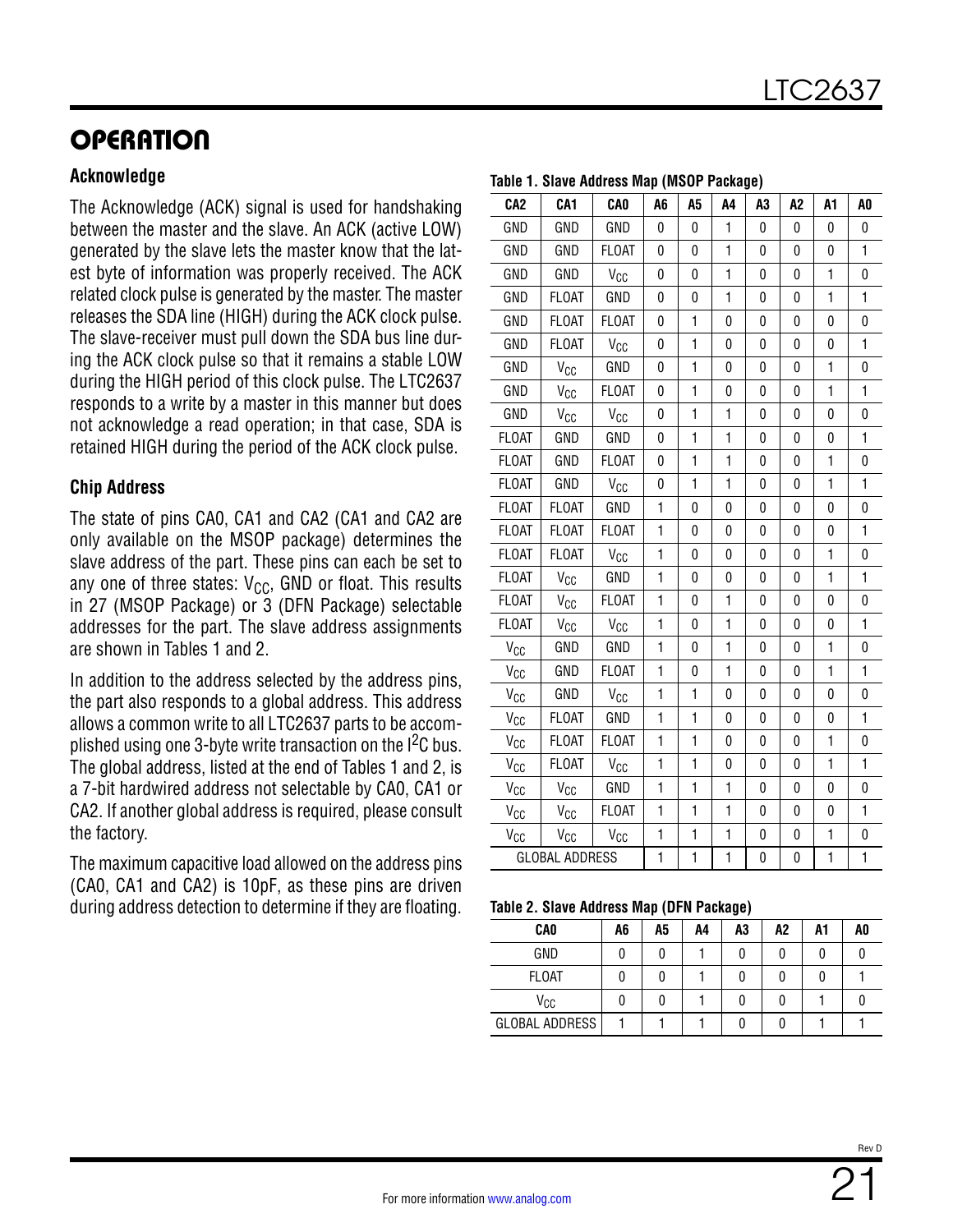## OPERATION

### Acknowledge

The Acknowledge (ACK) signal is used for handshaking between the master and the slave. An ACK (active LOW) generated by the slave lets the master know that the latest byte of information was properly received. The ACK related clock pulse is generated by the master. The master releases the SDA line (HIGH) during the ACK clock pulse. The slave-receiver must pull down the SDA bus line during the ACK clock pulse so that it remains a stable LOW during the HIGH period of this clock pulse. The LTC2637 responds to a write by a master in this manner but does not acknowledge a read operation; in that case, SDA is retained HIGH during the period of the ACK clock pulse.

### Chip Address

The state of pins CA0, CA1 and CA2 (CA1 and CA2 are only available on the MSOP package) determines the slave address of the part. These pins can each be set to any one of three states: $V_{CC}$, GND or float. This results in 27 (MSOP Package) or 3 (DFN Package) selectable addresses for the part. The slave address assignments are shown in Tables 1 and 2.

In addition to the address selected by the address pins, the part also responds to a global address. This address allows a common write to all LTC2637 parts to be accomplished using one 3-byte write transaction on the I²C bus. The global address, listed at the end of Tables 1 and 2, is a 7-bit hardwired address not selectable by CA0, CA1 or CA2. If another global address is required, please consult the factory.

The maximum capacitive load allowed on the address pins (CA0, CA1 and CA2) is 10pF, as these pins are driven during address detection to determine if they are floating.

**Table 1. Slave Address Map (MSOP Package)**

| CA2 | CA1 | CA0 | A6 | A5 | A4 | A3 | A2 | A1 | A0 |
|---|---|---|---|---|---|---|---|---|---|
| GND | GND | GND | 0 | 0 | 1 | 0 | 0 | 0 | 0 |
| GND | GND | FLOAT | 0 | 0 | 1 | 0 | 0 | 0 | 1 |
| GND | GND | $V_{CC}$ | 0 | 0 | 1 | 0 | 0 | 1 | 0 |
| GND | FLOAT | GND | 0 | 0 | 1 | 0 | 0 | 1 | 1 |
| GND | FLOAT | FLOAT | 0 | 1 | 0 | 0 | 0 | 0 | 0 |
| GND | FLOAT | $V_{CC}$ | 0 | 1 | 0 | 0 | 0 | 0 | 1 |
| GND | $V_{CC}$ | GND | 0 | 1 | 0 | 0 | 0 | 1 | 0 |
| GND | $V_{CC}$ | FLOAT | 0 | 1 | 0 | 0 | 0 | 1 | 1 |
| GND | $V_{CC}$ | $V_{CC}$ | 0 | 1 | 1 | 0 | 0 | 0 | 0 |
| FLOAT | GND | GND | 0 | 1 | 1 | 0 | 0 | 0 | 1 |
| FLOAT | GND | FLOAT | 0 | 1 | 1 | 0 | 0 | 1 | 0 |
| FLOAT | GND | $V_{CC}$ | 0 | 1 | 1 | 0 | 0 | 1 | 1 |
| FLOAT | FLOAT | GND | 1 | 0 | 0 | 0 | 0 | 0 | 0 |
| FLOAT | FLOAT | FLOAT | 1 | 0 | 0 | 0 | 0 | 0 | 1 |
| FLOAT | FLOAT | $V_{CC}$ | 1 | 0 | 0 | 0 | 0 | 1 | 0 |
| FLOAT | $V_{CC}$ | GND | 1 | 0 | 0 | 0 | 0 | 1 | 1 |
| FLOAT | $V_{CC}$ | FLOAT | 1 | 0 | 1 | 0 | 0 | 0 | 0 |
| FLOAT | $V_{CC}$ | $V_{CC}$ | 1 | 0 | 1 | 0 | 0 | 0 | 1 |
| $V_{CC}$ | GND | GND | 1 | 0 | 1 | 0 | 0 | 1 | 0 |
| $V_{CC}$ | GND | FLOAT | 1 | 0 | 1 | 0 | 0 | 1 | 1 |
| $V_{CC}$ | GND | $V_{CC}$ | 1 | 1 | 0 | 0 | 0 | 0 | 0 |
| $V_{CC}$ | FLOAT | GND | 1 | 1 | 0 | 0 | 0 | 0 | 1 |
| $V_{CC}$ | FLOAT | FLOAT | 1 | 1 | 0 | 0 | 0 | 1 | 0 |
| $V_{CC}$ | FLOAT | $V_{CC}$ | 1 | 1 | 0 | 0 | 0 | 1 | 1 |
| $V_{CC}$ | $V_{CC}$ | GND | 1 | 1 | 1 | 0 | 0 | 0 | 0 |
| $V_{CC}$ | $V_{CC}$ | FLOAT | 1 | 1 | 1 | 0 | 0 | 0 | 1 |
| $V_{CC}$ | $V_{CC}$ | $V_{CC}$ | 1 | 1 | 1 | 0 | 0 | 1 | 0 |
| GLOBAL ADDRESS | | | 1 | 1 | 1 | 0 | 0 | 1 | 1 |

**Table 2. Slave Address Map (DFN Package)**

| CA0 | A6 | A5 | A4 | A3 | A2 | A1 | A0 |
|---|---|---|---|---|---|---|---|
| GND | 0 | 0 | 1 | 0 | 0 | 0 | 0 |
| FLOAT | 0 | 0 | 1 | 0 | 0 | 0 | 1 |
| $V_{CC}$ | 0 | 0 | 1 | 0 | 0 | 1 | 0 |
| GLOBAL ADDRESS | 1 | 1 | 1 | 0 | 0 | 1 | 1 |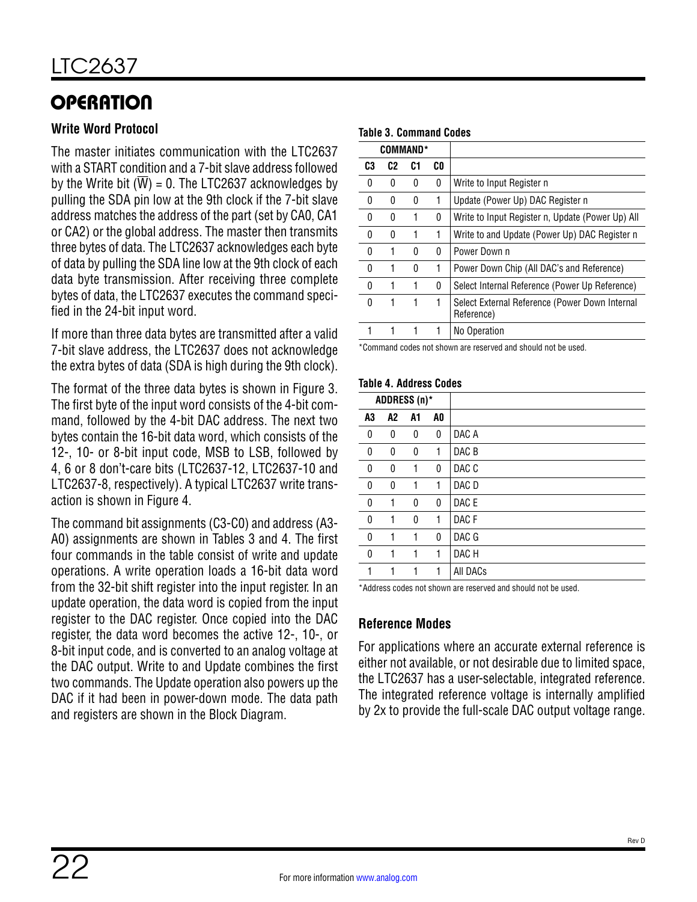## OPERATION

### Write Word Protocol

The master initiates communication with the LTC2637 with a START condition and a 7-bit slave address followed by the Write bit ($\overline{W}$) = 0. The LTC2637 acknowledges by pulling the SDA pin low at the 9th clock if the 7-bit slave address matches the address of the part (set by CA0, CA1 or CA2) or the global address. The master then transmits three bytes of data. The LTC2637 acknowledges each byte of data by pulling the SDA line low at the 9th clock of each data byte transmission. After receiving three complete bytes of data, the LTC2637 executes the command specified in the 24-bit input word.

If more than three data bytes are transmitted after a valid 7-bit slave address, the LTC2637 does not acknowledge the extra bytes of data (SDA is high during the 9th clock).

The format of the three data bytes is shown in Figure 3. The first byte of the input word consists of the 4-bit command, followed by the 4-bit DAC address. The next two bytes contain the 16-bit data word, which consists of the 12-, 10- or 8-bit input code, MSB to LSB, followed by 4, 6 or 8 don't-care bits (LTC2637-12, LTC2637-10 and LTC2637-8, respectively). A typical LTC2637 write transaction is shown in Figure 4.

The command bit assignments (C3-C0) and address (A3-A0) assignments are shown in Tables 3 and 4. The first four commands in the table consist of write and update operations. A write operation loads a 16-bit data word from the 32-bit shift register into the input register. In an update operation, the data word is copied from the input register to the DAC register. Once copied into the DAC register, the data word becomes the active 12-, 10-, or 8-bit input code, and is converted to an analog voltage at the DAC output. Write to and Update combines the first two commands. The Update operation also powers up the DAC if it had been in power-down mode. The data path and registers are shown in the Block Diagram.

**Table 3. Command Codes**

| COMMAND* | | | | |
|---|---|---|---|---|
| C3 | C2 | C1 | C0 | |
| 0 | 0 | 0 | 0 | Write to Input Register n |
| 0 | 0 | 0 | 1 | Update (Power Up) DAC Register n |
| 0 | 0 | 1 | 0 | Write to Input Register n, Update (Power Up) All |
| 0 | 0 | 1 | 1 | Write to and Update (Power Up) DAC Register n |
| 0 | 1 | 0 | 0 | Power Down n |
| 0 | 1 | 0 | 1 | Power Down Chip (All DAC's and Reference) |
| 0 | 1 | 1 | 0 | Select Internal Reference (Power Up Reference) |
| 0 | 1 | 1 | 1 | Select External Reference (Power Down Internal Reference) |
| 1 | 1 | 1 | 1 | No Operation |

*Command codes not shown are reserved and should not be used.

**Table 4. Address Codes**

| ADDRESS (n)* | | | | |
|---|---|---|---|---|
| A3 | A2 | A1 | A0 | |
| 0 | 0 | 0 | 0 | DAC A |
| 0 | 0 | 0 | 1 | DAC B |
| 0 | 0 | 1 | 0 | DAC C |
| 0 | 0 | 1 | 1 | DAC D |
| 0 | 1 | 0 | 0 | DAC E |
| 0 | 1 | 0 | 1 | DAC F |
| 0 | 1 | 1 | 0 | DAC G |
| 0 | 1 | 1 | 1 | DAC H |
| 1 | 1 | 1 | 1 | All DACs |

*Address codes not shown are reserved and should not be used.

### Reference Modes

For applications where an accurate external reference is either not available, or not desirable due to limited space, the LTC2637 has a user-selectable, integrated reference. The integrated reference voltage is internally amplified by 2x to provide the full-scale DAC output voltage range.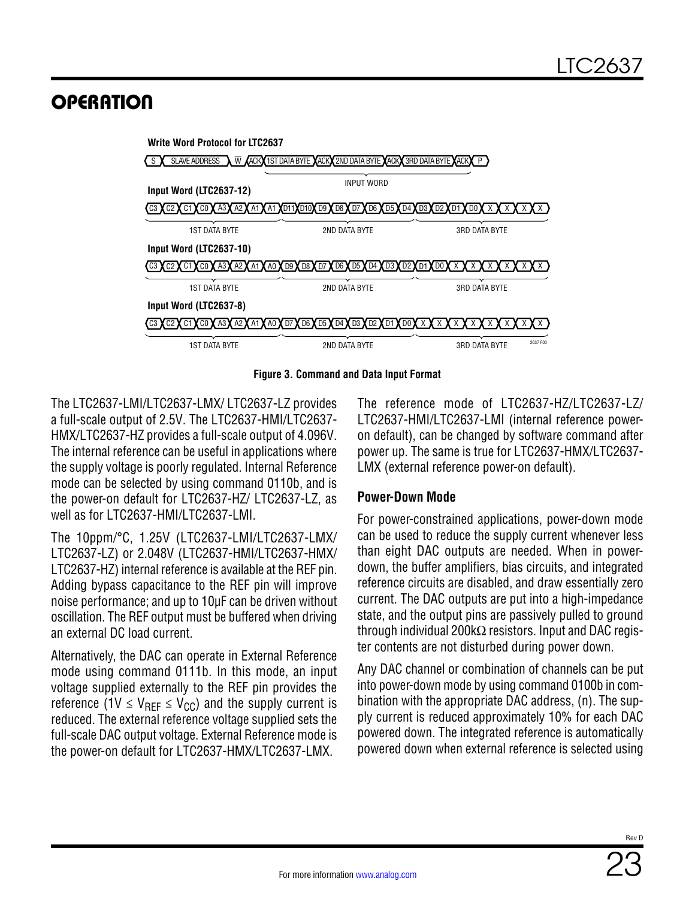## OPERATION

**Write Word Protocol for LTC2637**

| S | SLAVE ADDRESS | W̄ | ACK | 1ST DATA BYTE | ACK | 2ND DATA BYTE | ACK | 3RD DATA BYTE | ACK | P |
|---|---|---|---|---|---|---|---|---|---|---|

INPUT WORD (1ST DATA BYTE through 3RD DATA BYTE)

**Input Word (LTC2637-12)**

| C3 | C2 | C1 | C0 | A3 | A2 | A1 | A1 | D11 | D10 | D9 | D8 | D7 | D6 | D5 | D4 | D3 | D2 | D1 | D0 | X | X | X | X |
|---|---|---|---|---|---|---|---|---|---|---|---|---|---|---|---|---|---|---|---|---|---|---|---|
| 1ST DATA BYTE | | | | | | | | 2ND DATA BYTE | | | | | | | | 3RD DATA BYTE | | | | | | | |

**Input Word (LTC2637-10)**

| C3 | C2 | C1 | C0 | A3 | A2 | A1 | A0 | D9 | D8 | D7 | D6 | D5 | D4 | D3 | D2 | D1 | D0 | X | X | X | X | X | X |
|---|---|---|---|---|---|---|---|---|---|---|---|---|---|---|---|---|---|---|---|---|---|---|---|
| 1ST DATA BYTE | | | | | | | | 2ND DATA BYTE | | | | | | | | 3RD DATA BYTE | | | | | | | |

**Input Word (LTC2637-8)**

| C3 | C2 | C1 | C0 | A3 | A2 | A1 | A0 | D7 | D6 | D5 | D4 | D3 | D2 | D1 | D0 | X | X | X | X | X | X | X | X |
|---|---|---|---|---|---|---|---|---|---|---|---|---|---|---|---|---|---|---|---|---|---|---|---|
| 1ST DATA BYTE | | | | | | | | 2ND DATA BYTE | | | | | | | | 3RD DATA BYTE | | | | | | | |

**Figure 3. Command and Data Input Format**

The LTC2637-LMI/LTC2637-LMX/ LTC2637-LZ provides a full-scale output of 2.5V. The LTC2637-HMI/LTC2637-HMX/LTC2637-HZ provides a full-scale output of 4.096V. The internal reference can be useful in applications where the supply voltage is poorly regulated. Internal Reference mode can be selected by using command 0110b, and is the power-on default for LTC2637-HZ/ LTC2637-LZ, as well as for LTC2637-HMI/LTC2637-LMI.

The 10ppm/°C, 1.25V (LTC2637-LMI/LTC2637-LMX/ LTC2637-LZ) or 2.048V (LTC2637-HMI/LTC2637-HMX/ LTC2637-HZ) internal reference is available at the REF pin. Adding bypass capacitance to the REF pin will improve noise performance; and up to 10µF can be driven without oscillation. The REF output must be buffered when driving an external DC load current.

Alternatively, the DAC can operate in External Reference mode using command 0111b. In this mode, an input voltage supplied externally to the REF pin provides the reference ($1V \le V_{REF} \le V_{CC}$) and the supply current is reduced. The external reference voltage supplied sets the full-scale DAC output voltage. External Reference mode is the power-on default for LTC2637-HMX/LTC2637-LMX.

The reference mode of LTC2637-HZ/LTC2637-LZ/ LTC2637-HMI/LTC2637-LMI (internal reference power-on default), can be changed by software command after power up. The same is true for LTC2637-HMX/LTC2637-LMX (external reference power-on default).

### Power-Down Mode

For power-constrained applications, power-down mode can be used to reduce the supply current whenever less than eight DAC outputs are needed. When in power-down, the buffer amplifiers, bias circuits, and integrated reference circuits are disabled, and draw essentially zero current. The DAC outputs are put into a high-impedance state, and the output pins are passively pulled to ground through individual 200kΩ resistors. Input and DAC register contents are not disturbed during power down.

Any DAC channel or combination of channels can be put into power-down mode by using command 0100b in combination with the appropriate DAC address, (n). The supply current is reduced approximately 10% for each DAC powered down. The integrated reference is automatically powered down when external reference is selected using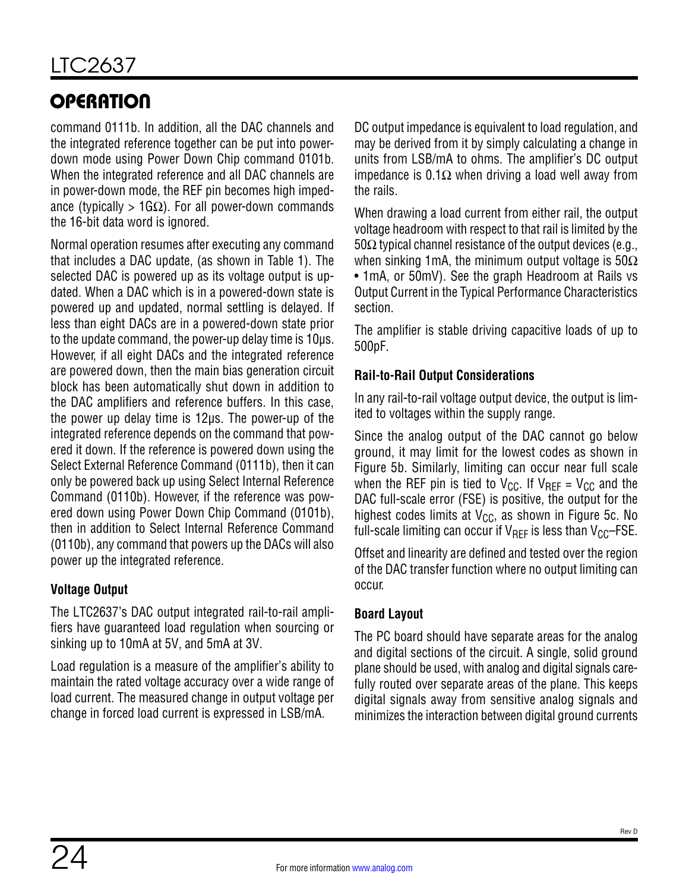command 0111b. In addition, all the DAC channels and the integrated reference together can be put into power-down mode using Power Down Chip command 0101b. When the integrated reference and all DAC channels are in power-down mode, the REF pin becomes high impedance (typically > 1GΩ). For all power-down commands the 16-bit data word is ignored.

Normal operation resumes after executing any command that includes a DAC update, (as shown in Table 1). The selected DAC is powered up as its voltage output is updated. When a DAC which is in a powered-down state is powered up and updated, normal settling is delayed. If less than eight DACs are in a powered-down state prior to the update command, the power-up delay time is 10µs. However, if all eight DACs and the integrated reference are powered down, then the main bias generation circuit block has been automatically shut down in addition to the DAC amplifiers and reference buffers. In this case, the power up delay time is 12µs. The power-up of the integrated reference depends on the command that powered it down. If the reference is powered down using the Select External Reference Command (0111b), then it can only be powered back up using Select Internal Reference Command (0110b). However, if the reference was powered down using Power Down Chip Command (0101b), then in addition to Select Internal Reference Command (0110b), any command that powers up the DACs will also power up the integrated reference.

### Voltage Output

The LTC2637's DAC output integrated rail-to-rail amplifiers have guaranteed load regulation when sourcing or sinking up to 10mA at 5V, and 5mA at 3V.

Load regulation is a measure of the amplifier's ability to maintain the rated voltage accuracy over a wide range of load current. The measured change in output voltage per change in forced load current is expressed in LSB/mA.

DC output impedance is equivalent to load regulation, and may be derived from it by simply calculating a change in units from LSB/mA to ohms. The amplifier's DC output impedance is 0.1Ω when driving a load well away from the rails.

When drawing a load current from either rail, the output voltage headroom with respect to that rail is limited by the 50Ω typical channel resistance of the output devices (e.g., when sinking 1mA, the minimum output voltage is 50Ω • 1mA, or 50mV). See the graph Headroom at Rails vs Output Current in the Typical Performance Characteristics section.

The amplifier is stable driving capacitive loads of up to 500pF.

### Rail-to-Rail Output Considerations

In any rail-to-rail voltage output device, the output is limited to voltages within the supply range.

Since the analog output of the DAC cannot go below ground, it may limit for the lowest codes as shown in Figure 5b. Similarly, limiting can occur near full scale when the REF pin is tied to $V_{CC}$. If $V_{REF} = V_{CC}$ and the DAC full-scale error (FSE) is positive, the output for the highest codes limits at $V_{CC}$, as shown in Figure 5c. No full-scale limiting can occur if $V_{REF}$ is less than $V_{CC}$–FSE.

Offset and linearity are defined and tested over the region of the DAC transfer function where no output limiting can occur.

### Board Layout

The PC board should have separate areas for the analog and digital sections of the circuit. A single, solid ground plane should be used, with analog and digital signals carefully routed over separate areas of the plane. This keeps digital signals away from sensitive analog signals and minimizes the interaction between digital ground currents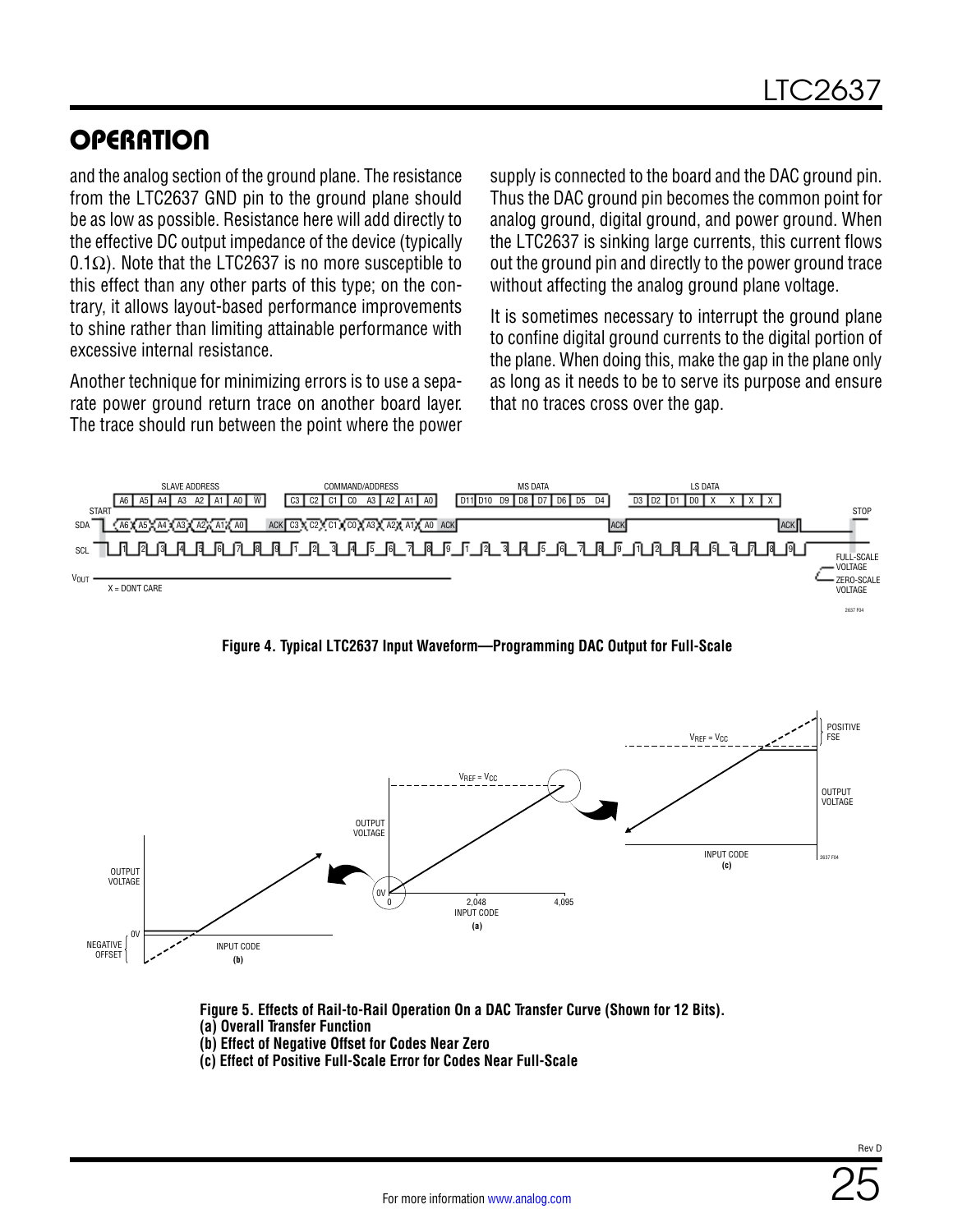## OPERATION

and the analog section of the ground plane. The resistance from the LTC2637 GND pin to the ground plane should be as low as possible. Resistance here will add directly to the effective DC output impedance of the device (typically 0.1Ω). Note that the LTC2637 is no more susceptible to this effect than any other parts of this type; on the contrary, it allows layout-based performance improvements to shine rather than limiting attainable performance with excessive internal resistance.

Another technique for minimizing errors is to use a separate power ground return trace on another board layer. The trace should run between the point where the power supply is connected to the board and the DAC ground pin. Thus the DAC ground pin becomes the common point for analog ground, digital ground, and power ground. When the LTC2637 is sinking large currents, this current flows out the ground pin and directly to the power ground trace without affecting the analog ground plane voltage.

It is sometimes necessary to interrupt the ground plane to confine digital ground currents to the digital portion of the plane. When doing this, make the gap in the plane only as long as it needs to be to serve its purpose and ensure that no traces cross over the gap.

**Figure 4. Typical LTC2637 Input Waveform—Programming DAC Output for Full-Scale**

**Figure 5. Effects of Rail-to-Rail Operation On a DAC Transfer Curve (Shown for 12 Bits).**
**(a) Overall Transfer Function**
**(b) Effect of Negative Offset for Codes Near Zero**
**(c) Effect of Positive Full-Scale Error for Codes Near Full-Scale**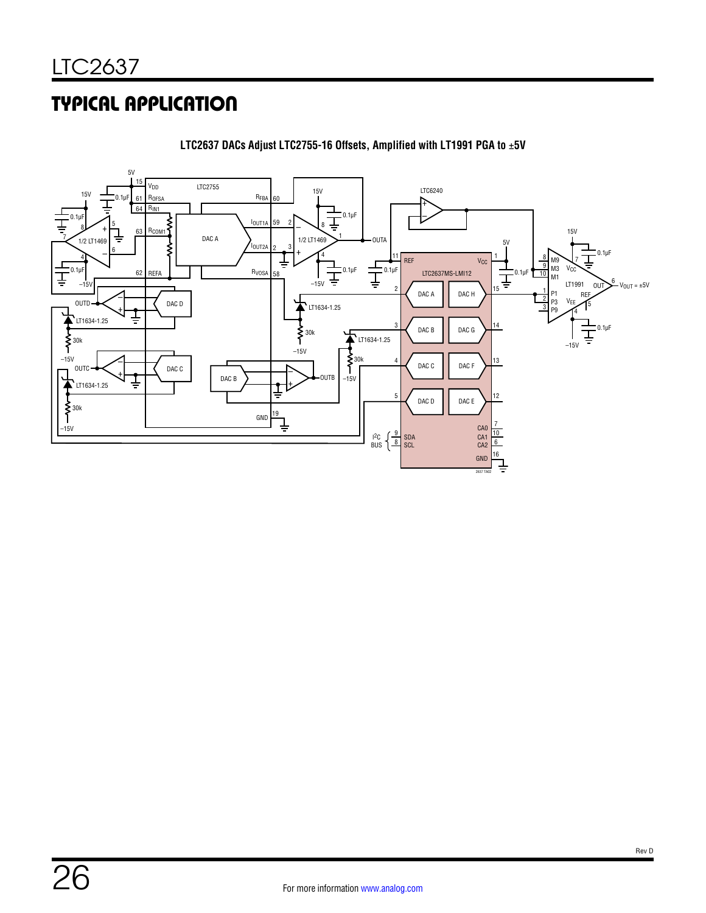## TYPICAL APPLICATION

**LTC2637 DACs Adjust LTC2755-16 Offsets, Amplified with LT1991 PGA to ±5V**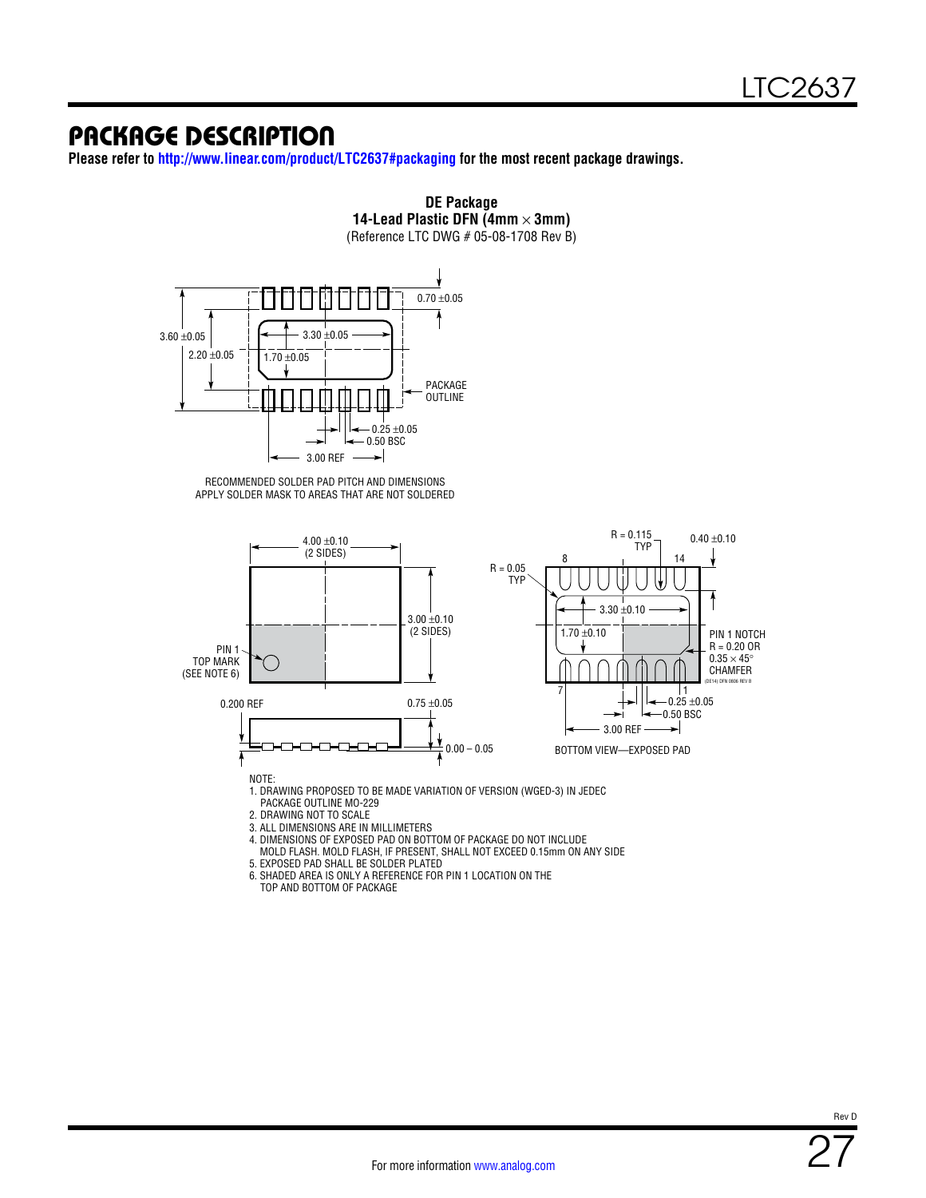## PACKAGE DESCRIPTION

**Please refer to http://www.linear.com/product/LTC2637#packaging for the most recent package drawings.**

**DE Package**
**14-Lead Plastic DFN (4mm × 3mm)**
(Reference LTC DWG # 05-08-1708 Rev B)

0.70 ±0.05

3.60 ±0.05

2.20 ±0.05

3.30 ±0.05

1.70 ±0.05

PACKAGE OUTLINE

0.25 ±0.05

0.50 BSC

3.00 REF

RECOMMENDED SOLDER PAD PITCH AND DIMENSIONS
APPLY SOLDER MASK TO AREAS THAT ARE NOT SOLDERED

4.00 ±0.10
(2 SIDES)

3.00 ±0.10
(2 SIDES)

PIN 1
TOP MARK
(SEE NOTE 6)

0.200 REF

0.75 ±0.05

0.00 – 0.05

R = 0.05
TYP

R = 0.115
TYP

0.40 ±0.10

8

14

3.30 ±0.10

1.70 ±0.10

PIN 1 NOTCH
R = 0.20 OR
0.35 × 45°
CHAMFER

(DE14) DFN 0806 REV B

7

1

0.25 ±0.05

0.50 BSC

3.00 REF

BOTTOM VIEW—EXPOSED PAD

NOTE:
1. DRAWING PROPOSED TO BE MADE VARIATION OF VERSION (WGED-3) IN JEDEC PACKAGE OUTLINE MO-229
2. DRAWING NOT TO SCALE
3. ALL DIMENSIONS ARE IN MILLIMETERS
4. DIMENSIONS OF EXPOSED PAD ON BOTTOM OF PACKAGE DO NOT INCLUDE MOLD FLASH. MOLD FLASH, IF PRESENT, SHALL NOT EXCEED 0.15mm ON ANY SIDE
5. EXPOSED PAD SHALL BE SOLDER PLATED
6. SHADED AREA IS ONLY A REFERENCE FOR PIN 1 LOCATION ON THE TOP AND BOTTOM OF PACKAGE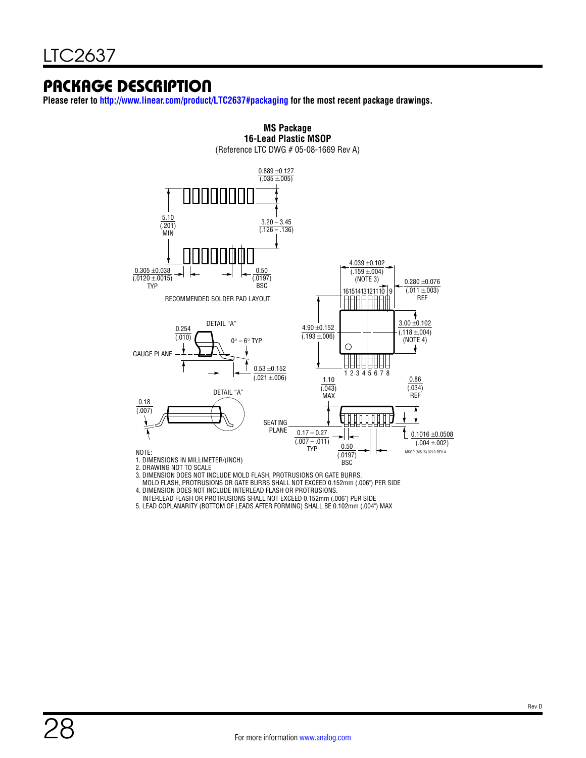## PACKAGE DESCRIPTION

**Please refer to http://www.linear.com/product/LTC2637#packaging for the most recent package drawings.**

**MS Package**
**16-Lead Plastic MSOP**
(Reference LTC DWG # 05-08-1669 Rev A)

RECOMMENDED SOLDER PAD LAYOUT

0.889 ±0.127 (.035 ±.005)
5.10 (.201) MIN
3.20 – 3.45 (.126 – .136)
0.305 ±0.038 (.0120 ±.0015) TYP
0.50 (.0197) BSC

4.039 ±0.102 (.159 ±.004) (NOTE 3)
0.280 ±0.076 (.011 ±.003) REF
4.90 ±0.152 (.193 ±.006)
3.00 ±0.102 (.118 ±.004) (NOTE 4)

DETAIL "A"
0.254 (.010)
GAUGE PLANE
0° – 6° TYP
0.53 ±0.152 (.021 ±.006)

DETAIL "A"
0.18 (.007)

1.10 (.043) MAX
0.86 (.034) REF
SEATING PLANE
0.17 – 0.27 (.007 – .011) TYP
0.50 (.0197) BSC
0.1016 ±0.0508 (.004 ±.002)

MSOP (MS16) 0213 REV A

NOTE:
1. DIMENSIONS IN MILLIMETER/(INCH)
2. DRAWING NOT TO SCALE
3. DIMENSION DOES NOT INCLUDE MOLD FLASH, PROTRUSIONS OR GATE BURRS. MOLD FLASH, PROTRUSIONS OR GATE BURRS SHALL NOT EXCEED 0.152mm (.006") PER SIDE
4. DIMENSION DOES NOT INCLUDE INTERLEAD FLASH OR PROTRUSIONS. INTERLEAD FLASH OR PROTRUSIONS SHALL NOT EXCEED 0.152mm (.006") PER SIDE
5. LEAD COPLANARITY (BOTTOM OF LEADS AFTER FORMING) SHALL BE 0.102mm (.004") MAX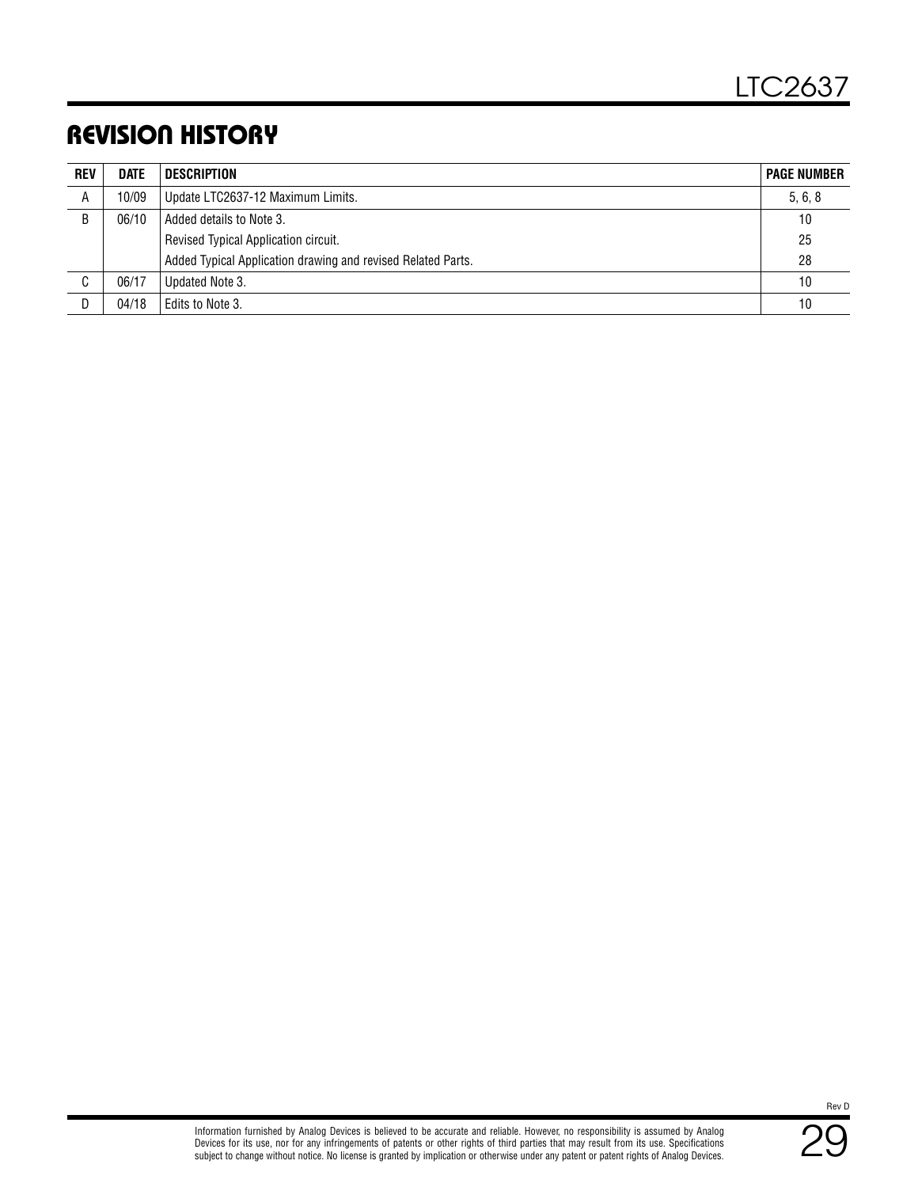## REVISION HISTORY

| REV | DATE | DESCRIPTION | PAGE NUMBER |
|---|---|---|---|
| A | 10/09 | Update LTC2637-12 Maximum Limits. | 5, 6, 8 |
| B | 06/10 | Added details to Note 3. | 10 |
| | | Revised Typical Application circuit. | 25 |
| | | Added Typical Application drawing and revised Related Parts. | 28 |
| C | 06/17 | Updated Note 3. | 10 |
| D | 04/18 | Edits to Note 3. | 10 |

Information furnished by Analog Devices is believed to be accurate and reliable. However, no responsibility is assumed by Analog Devices for its use, nor for any infringements of patents or other rights of third parties that may result from its use. Specifications subject to change without notice. No license is granted by implication or otherwise under any patent or patent rights of Analog Devices.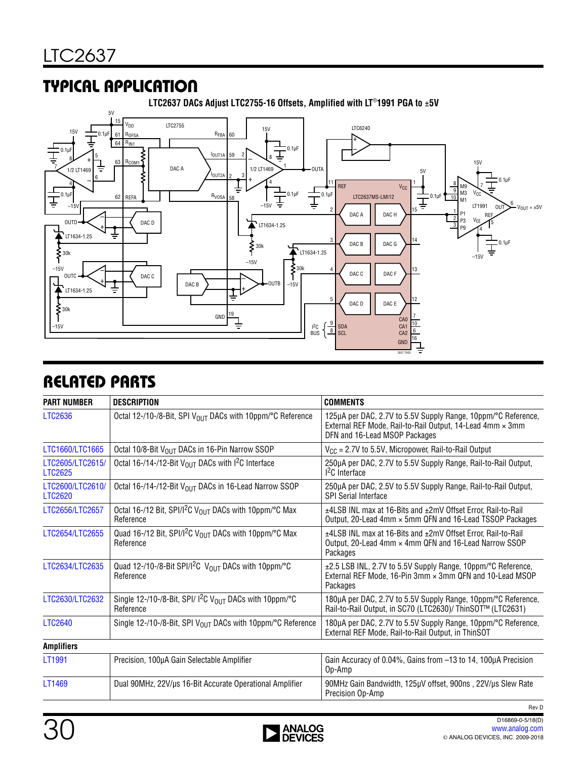## TYPICAL APPLICATION

**LTC2637 DACs Adjust LTC2755-16 Offsets, Amplified with LT®1991 PGA to ±5V**

5V
15V
0.1µF
15 $V_{DD}$
61 $R_{OFSA}$
64 $R_{IN1}$
63 $R_{COM1}$
62 REFA
LTC2755
DAC A
$R_{FBA}$ 60
$I_{OUT1A}$ 59
$I_{OUT2A}$ 2
$R_{VOSA}$ 58
GND 19
1/2 LT1469
–15V
OUTA
OUTB
OUTC
OUTD
DAC B
DAC C
DAC D
LT1634-1.25
30k
LTC6240
LTC2637MS-LMI12
REF
$V_{CC}$
DAC A DAC H
DAC B DAC G
DAC C DAC F
DAC D DAC E
SDA
SCL
CA0
CA1
CA2
GND
$I^2C$ BUS
LT1991
M9
M3
M1
P1
P3
P9
$V_{CC}$
$V_{EE}$
OUT
REF
$V_{OUT}$ = ±5V
2637 TA03

## RELATED PARTS

| PART NUMBER | DESCRIPTION | COMMENTS |
|---|---|---|
| LTC2636 | Octal 12-/10-/8-Bit, SPI $V_{OUT}$ DACs with 10ppm/°C Reference | 125µA per DAC, 2.7V to 5.5V Supply Range, 10ppm/°C Reference, External REF Mode, Rail-to-Rail Output, 14-Lead 4mm × 3mm DFN and 16-Lead MSOP Packages |
| LTC1660/LTC1665 | Octal 10/8-Bit $V_{OUT}$ DACs in 16-Pin Narrow SSOP | $V_{CC}$ = 2.7V to 5.5V, Micropower, Rail-to-Rail Output |
| LTC2605/LTC2615/ LTC2625 | Octal 16-/14-/12-Bit $V_{OUT}$ DACs with $I^2C$ Interface | 250µA per DAC, 2.7V to 5.5V Supply Range, Rail-to-Rail Output, $I^2C$ Interface |
| LTC2600/LTC2610/ LTC2620 | Octal 16-/14-/12-Bit $V_{OUT}$ DACs in 16-Lead Narrow SSOP | 250µA per DAC, 2.5V to 5.5V Supply Range, Rail-to-Rail Output, SPI Serial Interface |
| LTC2656/LTC2657 | Octal 16-/12 Bit, SPI/$I^2C$ $V_{OUT}$ DACs with 10ppm/°C Max Reference | ±4LSB INL max at 16-Bits and ±2mV Offset Error, Rail-to-Rail Output, 20-Lead 4mm × 5mm QFN and 16-Lead TSSOP Packages |
| LTC2654/LTC2655 | Quad 16-/12 Bit, SPI/$I^2C$ $V_{OUT}$ DACs with 10ppm/°C Max Reference | ±4LSB INL max at 16-Bits and ±2mV Offset Error, Rail-to-Rail Output, 20-Lead 4mm × 4mm QFN and 16-Lead Narrow SSOP Packages |
| LTC2634/LTC2635 | Quad 12-/10-/8-Bit SPI/$I^2C$ $V_{OUT}$ DACs with 10ppm/°C Reference | ±2.5 LSB INL, 2.7V to 5.5V Supply Range, 10ppm/°C Reference, External REF Mode, 16-Pin 3mm × 3mm QFN and 10-Lead MSOP Packages |
| LTC2630/LTC2632 | Single 12-/10-/8-Bit, SPI/ $I^2C$ $V_{OUT}$ DACs with 10ppm/°C Reference | 180µA per DAC, 2.7V to 5.5V Supply Range, 10ppm/°C Reference, Rail-to-Rail Output, in SC70 (LTC2630)/ ThinSOT™ (LTC2631) |
| LTC2640 | Single 12-/10-/8-Bit, SPI $V_{OUT}$ DACs with 10ppm/°C Reference | 180µA per DAC, 2.7V to 5.5V Supply Range, 10ppm/°C Reference, External REF Mode, Rail-to-Rail Output, in ThinSOT |
| **Amplifiers** | | |
| LT1991 | Precision, 100µA Gain Selectable Amplifier | Gain Accuracy of 0.04%, Gains from –13 to 14, 100µA Precision Op-Amp |
| LT1469 | Dual 90MHz, 22V/µs 16-Bit Accurate Operational Amplifier | 90MHz Gain Bandwidth, 125µV offset, 900ns , 22V/µs Slew Rate Precision Op-Amp |

Rev D

D16869-0-5/18(D)
www.analog.com
© ANALOG DEVICES, INC. 2009-2018